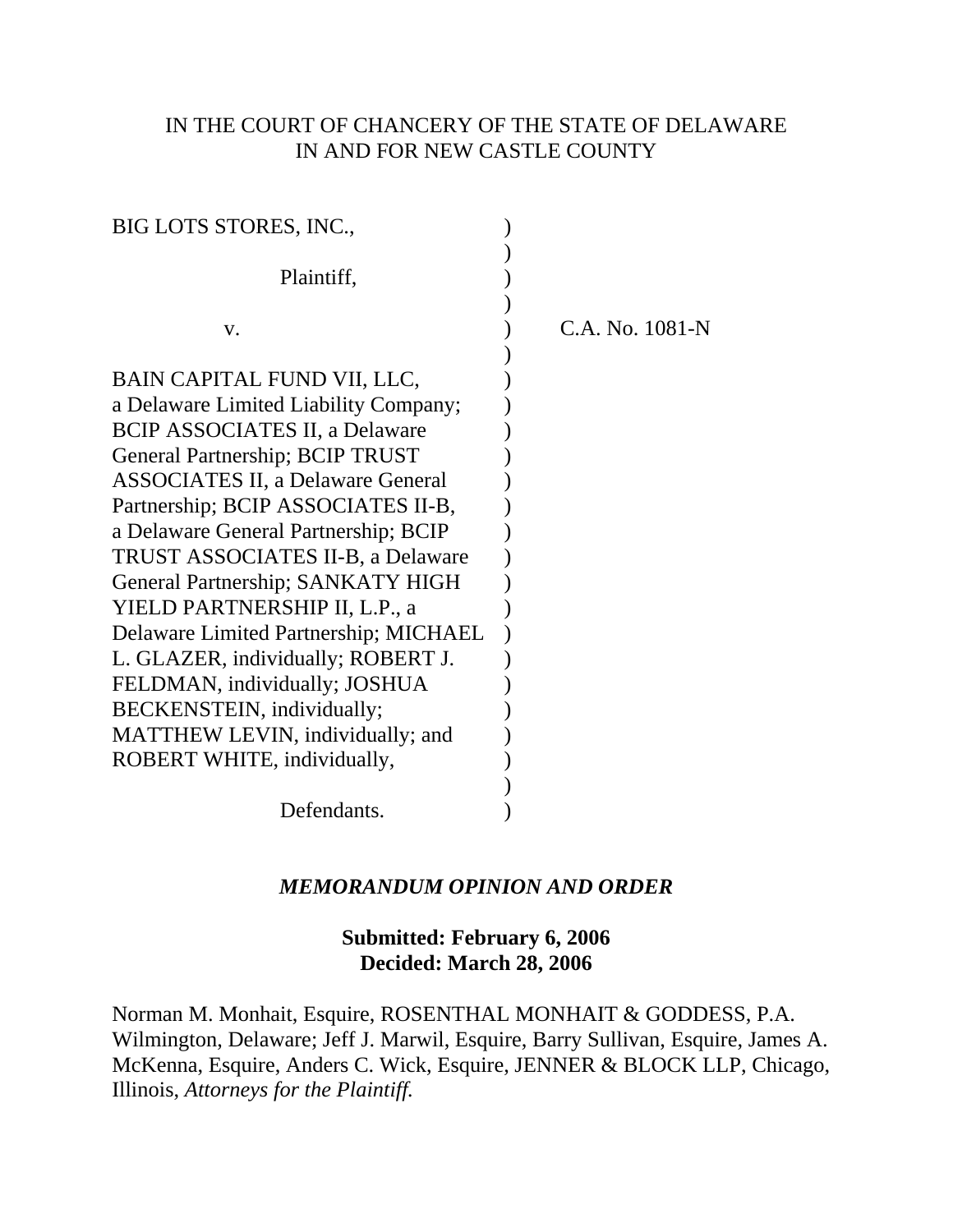IN THE COURT OF CHANCERY OF THE STATE OF DELAWARE
IN AND FOR NEW CASTLE COUNTY

BIG LOTS STORES, INC.,

Plaintiff,

v.

C.A. No. 1081-N

BAIN CAPITAL FUND VII, LLC, a Delaware Limited Liability Company; BCIP ASSOCIATES II, a Delaware General Partnership; BCIP TRUST ASSOCIATES II, a Delaware General Partnership; BCIP ASSOCIATES II-B, a Delaware General Partnership; BCIP TRUST ASSOCIATES II-B, a Delaware General Partnership; SANKATY HIGH YIELD PARTNERSHIP II, L.P., a Delaware Limited Partnership; MICHAEL L. GLAZER, individually; ROBERT J. FELDMAN, individually; JOSHUA BECKENSTEIN, individually; MATTHEW LEVIN, individually; and ROBERT WHITE, individually,

Defendants.

***MEMORANDUM OPINION AND ORDER***

**Submitted: February 6, 2006**
**Decided: March 28, 2006**

Norman M. Monhait, Esquire, ROSENTHAL MONHAIT & GODDESS, P.A. Wilmington, Delaware; Jeff J. Marwil, Esquire, Barry Sullivan, Esquire, James A. McKenna, Esquire, Anders C. Wick, Esquire, JENNER & BLOCK LLP, Chicago, Illinois, *Attorneys for the Plaintiff.*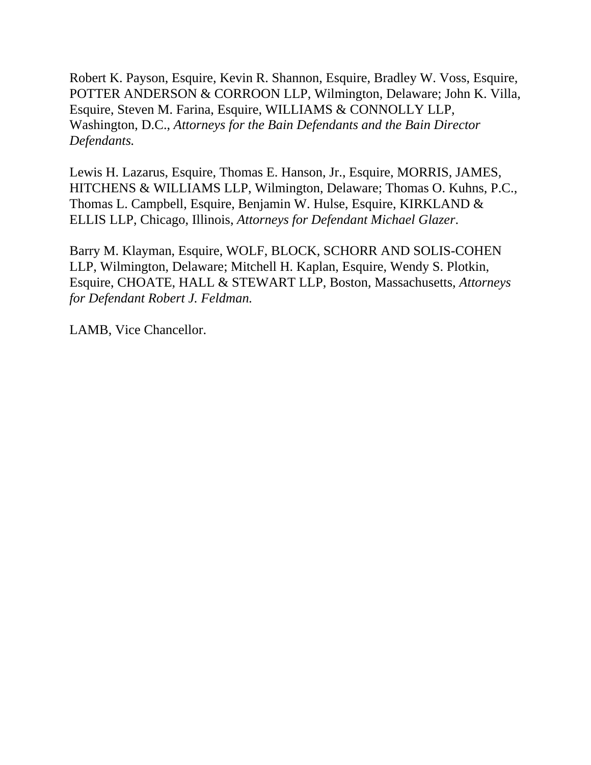Robert K. Payson, Esquire, Kevin R. Shannon, Esquire, Bradley W. Voss, Esquire, POTTER ANDERSON & CORROON LLP, Wilmington, Delaware; John K. Villa, Esquire, Steven M. Farina, Esquire, WILLIAMS & CONNOLLY LLP, Washington, D.C., *Attorneys for the Bain Defendants and the Bain Director Defendants.*

Lewis H. Lazarus, Esquire, Thomas E. Hanson, Jr., Esquire, MORRIS, JAMES, HITCHENS & WILLIAMS LLP, Wilmington, Delaware; Thomas O. Kuhns, P.C., Thomas L. Campbell, Esquire, Benjamin W. Hulse, Esquire, KIRKLAND & ELLIS LLP, Chicago, Illinois, *Attorneys for Defendant Michael Glazer*.

Barry M. Klayman, Esquire, WOLF, BLOCK, SCHORR AND SOLIS-COHEN LLP, Wilmington, Delaware; Mitchell H. Kaplan, Esquire, Wendy S. Plotkin, Esquire, CHOATE, HALL & STEWART LLP, Boston, Massachusetts, *Attorneys for Defendant Robert J. Feldman.*

LAMB, Vice Chancellor.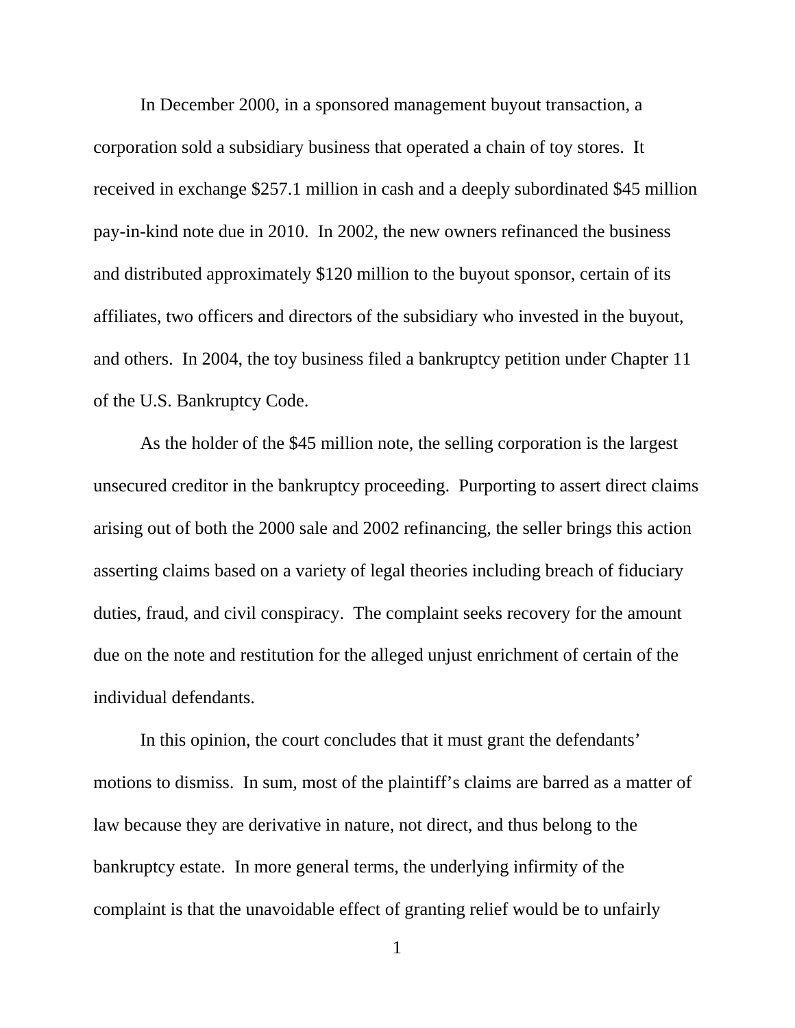In December 2000, in a sponsored management buyout transaction, a corporation sold a subsidiary business that operated a chain of toy stores. It received in exchange $257.1 million in cash and a deeply subordinated $45 million pay-in-kind note due in 2010. In 2002, the new owners refinanced the business and distributed approximately $120 million to the buyout sponsor, certain of its affiliates, two officers and directors of the subsidiary who invested in the buyout, and others. In 2004, the toy business filed a bankruptcy petition under Chapter 11 of the U.S. Bankruptcy Code.

As the holder of the $45 million note, the selling corporation is the largest unsecured creditor in the bankruptcy proceeding. Purporting to assert direct claims arising out of both the 2000 sale and 2002 refinancing, the seller brings this action asserting claims based on a variety of legal theories including breach of fiduciary duties, fraud, and civil conspiracy. The complaint seeks recovery for the amount due on the note and restitution for the alleged unjust enrichment of certain of the individual defendants.

In this opinion, the court concludes that it must grant the defendants' motions to dismiss. In sum, most of the plaintiff's claims are barred as a matter of law because they are derivative in nature, not direct, and thus belong to the bankruptcy estate. In more general terms, the underlying infirmity of the complaint is that the unavoidable effect of granting relief would be to unfairly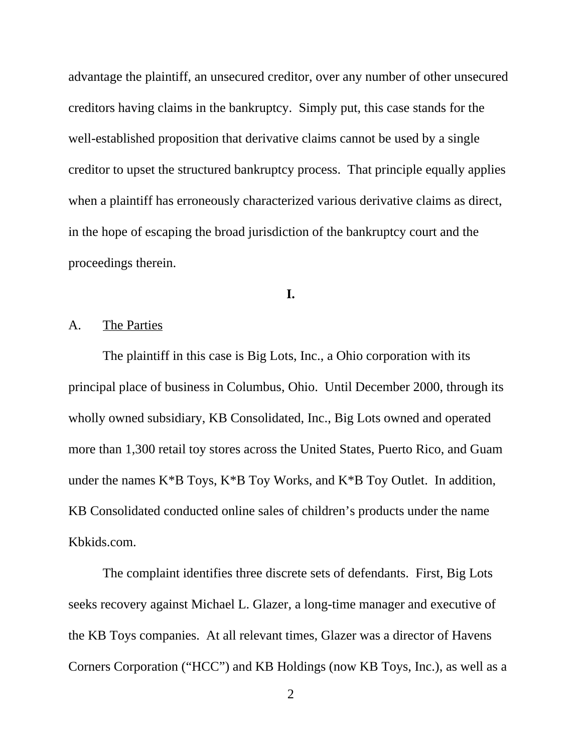advantage the plaintiff, an unsecured creditor, over any number of other unsecured creditors having claims in the bankruptcy. Simply put, this case stands for the well-established proposition that derivative claims cannot be used by a single creditor to upset the structured bankruptcy process. That principle equally applies when a plaintiff has erroneously characterized various derivative claims as direct, in the hope of escaping the broad jurisdiction of the bankruptcy court and the proceedings therein.

**I.**

A. The Parties

The plaintiff in this case is Big Lots, Inc., a Ohio corporation with its principal place of business in Columbus, Ohio. Until December 2000, through its wholly owned subsidiary, KB Consolidated, Inc., Big Lots owned and operated more than 1,300 retail toy stores across the United States, Puerto Rico, and Guam under the names K*B Toys, K*B Toy Works, and K*B Toy Outlet. In addition, KB Consolidated conducted online sales of children's products under the name Kbkids.com.

The complaint identifies three discrete sets of defendants. First, Big Lots seeks recovery against Michael L. Glazer, a long-time manager and executive of the KB Toys companies. At all relevant times, Glazer was a director of Havens Corners Corporation ("HCC") and KB Holdings (now KB Toys, Inc.), as well as a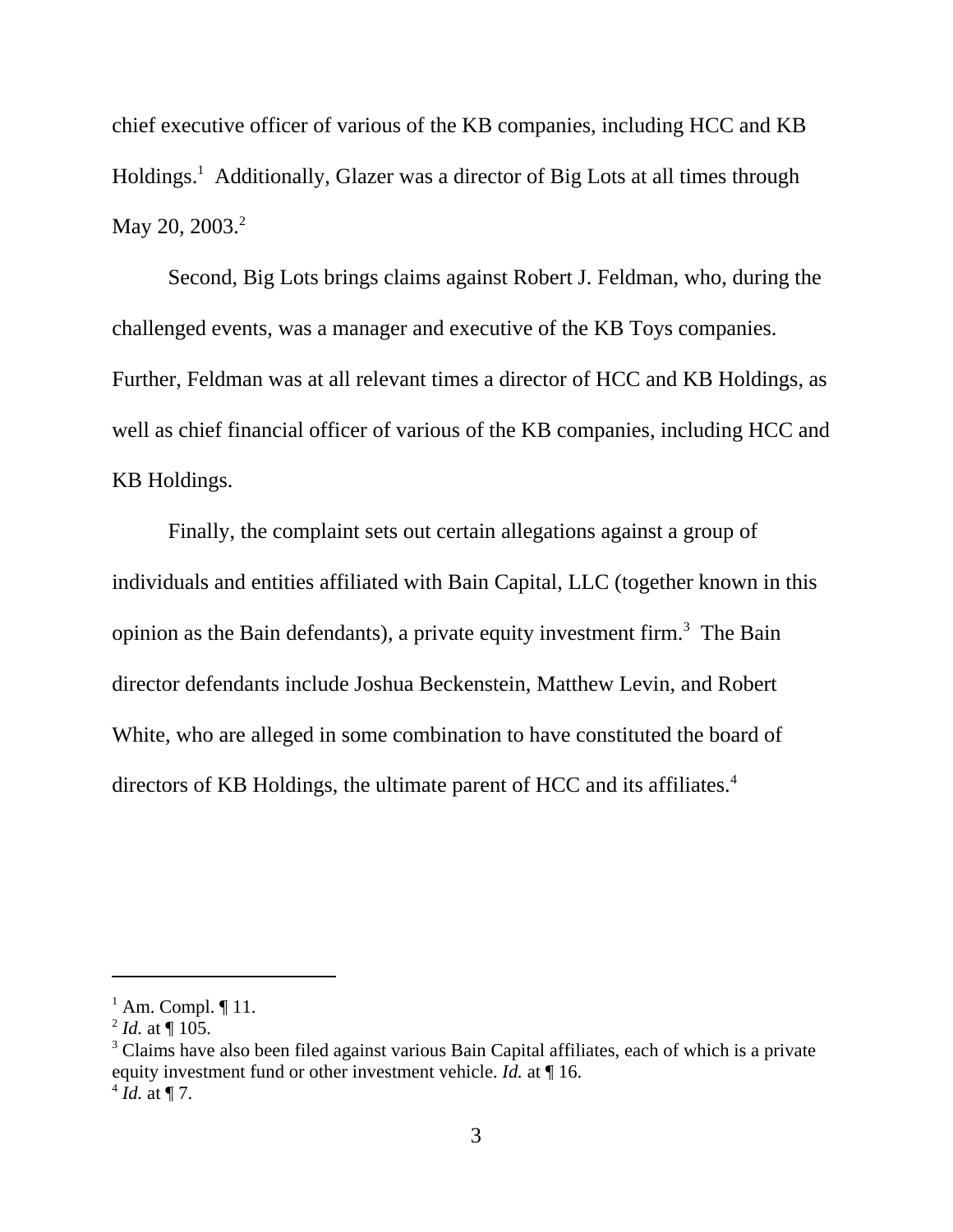chief executive officer of various of the KB companies, including HCC and KB Holdings.[1] Additionally, Glazer was a director of Big Lots at all times through May 20, 2003.[2]

Second, Big Lots brings claims against Robert J. Feldman, who, during the challenged events, was a manager and executive of the KB Toys companies. Further, Feldman was at all relevant times a director of HCC and KB Holdings, as well as chief financial officer of various of the KB companies, including HCC and KB Holdings.

Finally, the complaint sets out certain allegations against a group of individuals and entities affiliated with Bain Capital, LLC (together known in this opinion as the Bain defendants), a private equity investment firm.[3] The Bain director defendants include Joshua Beckenstein, Matthew Levin, and Robert White, who are alleged in some combination to have constituted the board of directors of KB Holdings, the ultimate parent of HCC and its affiliates.[4]

---

[1] Am. Compl. ¶ 11.

[2] *Id.* at ¶ 105.

[3] Claims have also been filed against various Bain Capital affiliates, each of which is a private equity investment fund or other investment vehicle. *Id.* at ¶ 16.

[4] *Id.* at ¶ 7.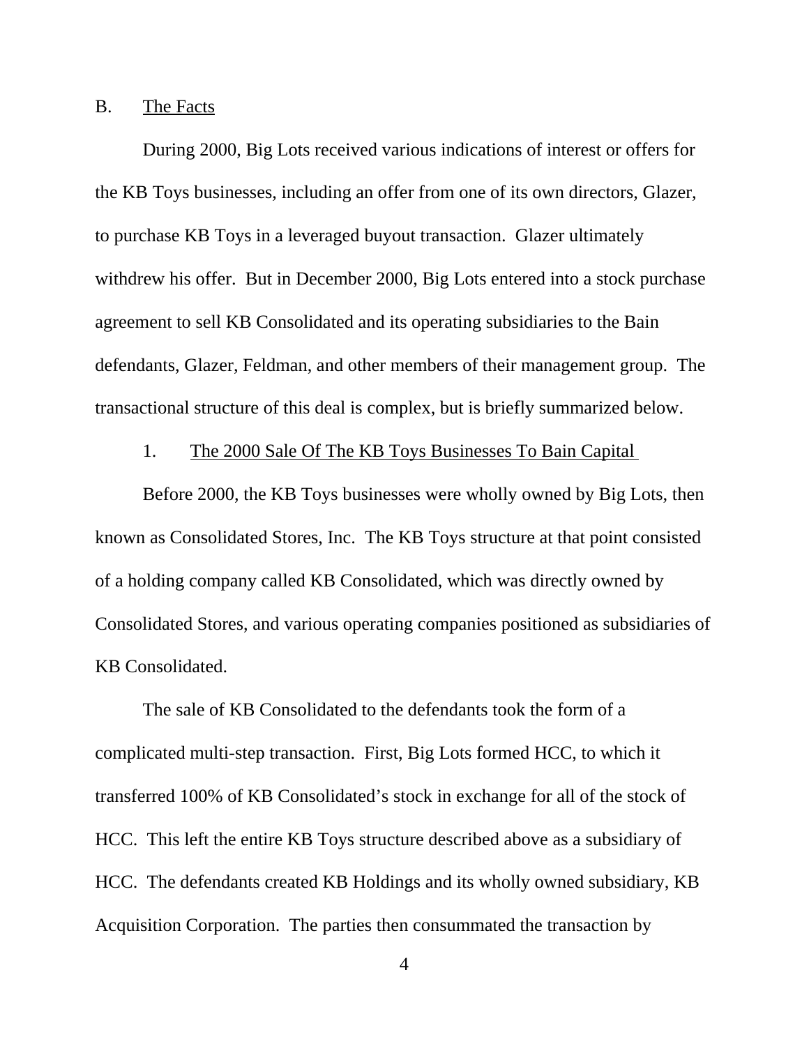B. The Facts

During 2000, Big Lots received various indications of interest or offers for the KB Toys businesses, including an offer from one of its own directors, Glazer, to purchase KB Toys in a leveraged buyout transaction. Glazer ultimately withdrew his offer. But in December 2000, Big Lots entered into a stock purchase agreement to sell KB Consolidated and its operating subsidiaries to the Bain defendants, Glazer, Feldman, and other members of their management group. The transactional structure of this deal is complex, but is briefly summarized below.

1. The 2000 Sale Of The KB Toys Businesses To Bain Capital

Before 2000, the KB Toys businesses were wholly owned by Big Lots, then known as Consolidated Stores, Inc. The KB Toys structure at that point consisted of a holding company called KB Consolidated, which was directly owned by Consolidated Stores, and various operating companies positioned as subsidiaries of KB Consolidated.

The sale of KB Consolidated to the defendants took the form of a complicated multi-step transaction. First, Big Lots formed HCC, to which it transferred 100% of KB Consolidated's stock in exchange for all of the stock of HCC. This left the entire KB Toys structure described above as a subsidiary of HCC. The defendants created KB Holdings and its wholly owned subsidiary, KB Acquisition Corporation. The parties then consummated the transaction by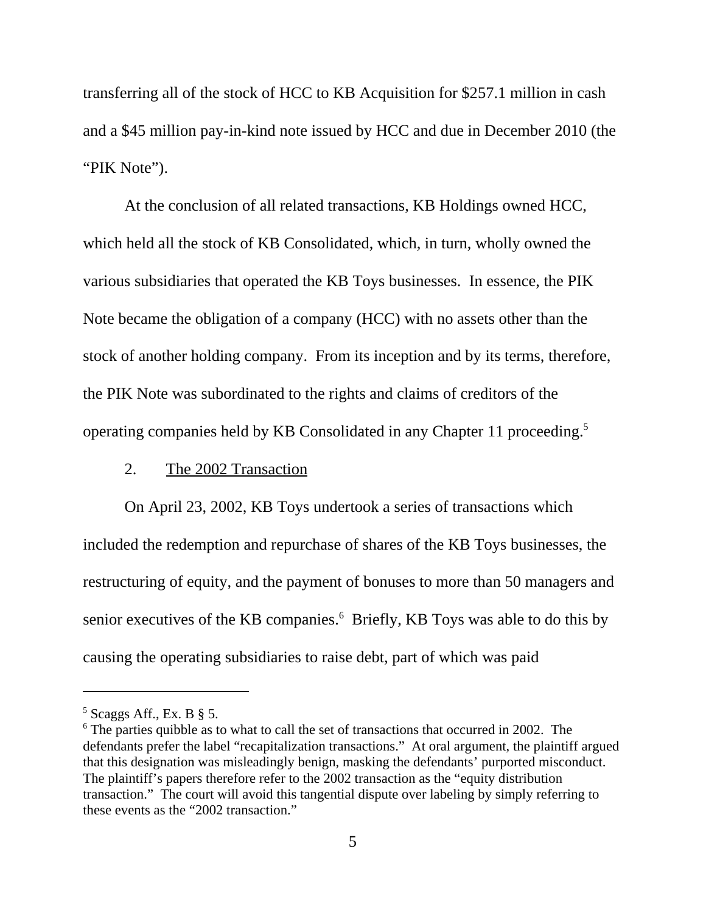transferring all of the stock of HCC to KB Acquisition for $257.1 million in cash and a $45 million pay-in-kind note issued by HCC and due in December 2010 (the "PIK Note").

At the conclusion of all related transactions, KB Holdings owned HCC, which held all the stock of KB Consolidated, which, in turn, wholly owned the various subsidiaries that operated the KB Toys businesses. In essence, the PIK Note became the obligation of a company (HCC) with no assets other than the stock of another holding company. From its inception and by its terms, therefore, the PIK Note was subordinated to the rights and claims of creditors of the operating companies held by KB Consolidated in any Chapter 11 proceeding.[5]

2. <u>The 2002 Transaction</u>

On April 23, 2002, KB Toys undertook a series of transactions which included the redemption and repurchase of shares of the KB Toys businesses, the restructuring of equity, and the payment of bonuses to more than 50 managers and senior executives of the KB companies.[6] Briefly, KB Toys was able to do this by causing the operating subsidiaries to raise debt, part of which was paid

---

[5] Scaggs Aff., Ex. B § 5.

[6] The parties quibble as to what to call the set of transactions that occurred in 2002. The defendants prefer the label "recapitalization transactions." At oral argument, the plaintiff argued that this designation was misleadingly benign, masking the defendants' purported misconduct. The plaintiff's papers therefore refer to the 2002 transaction as the "equity distribution transaction." The court will avoid this tangential dispute over labeling by simply referring to these events as the "2002 transaction."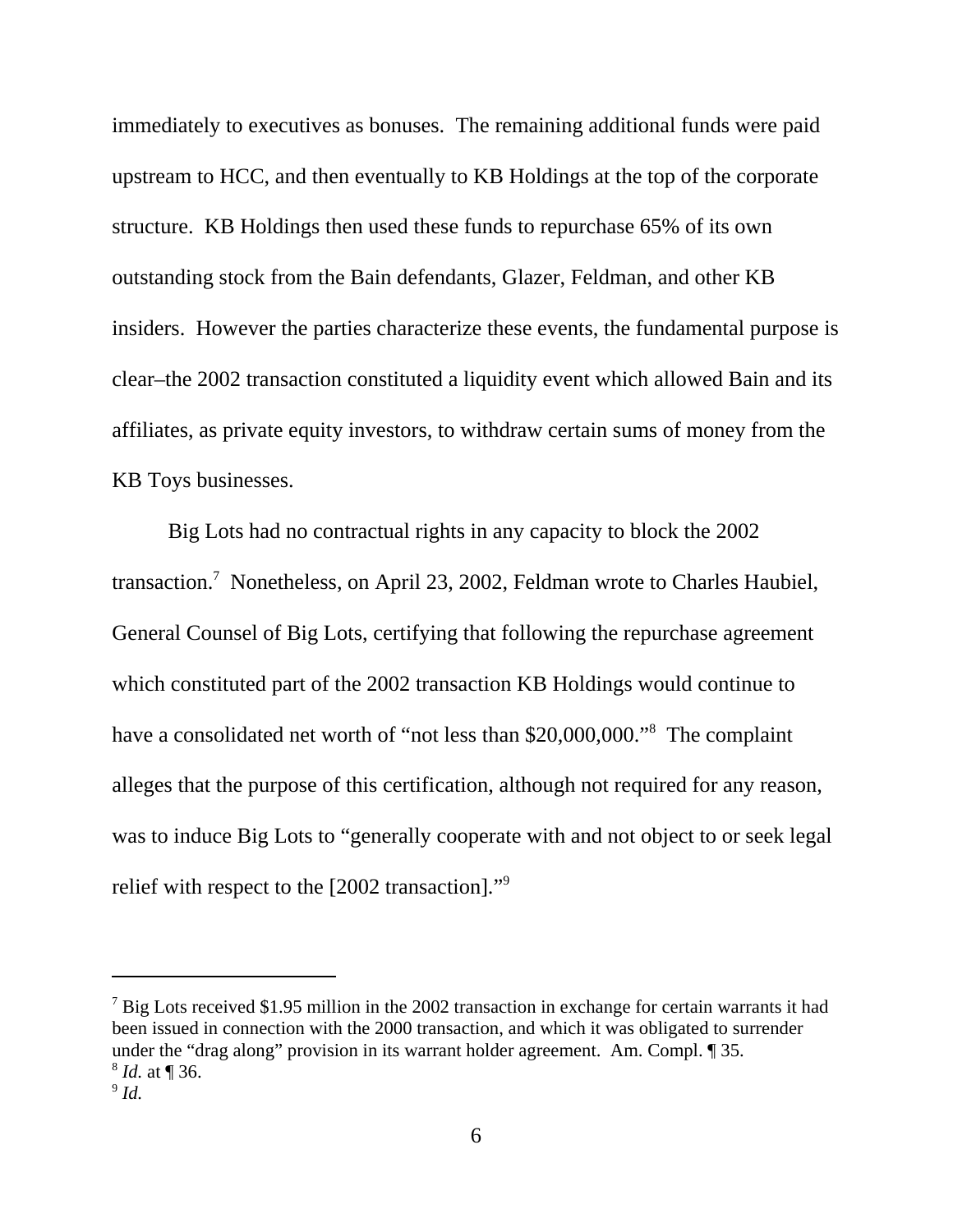immediately to executives as bonuses. The remaining additional funds were paid upstream to HCC, and then eventually to KB Holdings at the top of the corporate structure. KB Holdings then used these funds to repurchase 65% of its own outstanding stock from the Bain defendants, Glazer, Feldman, and other KB insiders. However the parties characterize these events, the fundamental purpose is clear–the 2002 transaction constituted a liquidity event which allowed Bain and its affiliates, as private equity investors, to withdraw certain sums of money from the KB Toys businesses.

Big Lots had no contractual rights in any capacity to block the 2002 transaction.[7] Nonetheless, on April 23, 2002, Feldman wrote to Charles Haubiel, General Counsel of Big Lots, certifying that following the repurchase agreement which constituted part of the 2002 transaction KB Holdings would continue to have a consolidated net worth of "not less than $20,000,000."[8] The complaint alleges that the purpose of this certification, although not required for any reason, was to induce Big Lots to "generally cooperate with and not object to or seek legal relief with respect to the [2002 transaction]."[9]

---

[7] Big Lots received $1.95 million in the 2002 transaction in exchange for certain warrants it had been issued in connection with the 2000 transaction, and which it was obligated to surrender under the "drag along" provision in its warrant holder agreement. Am. Compl. ¶ 35.

[8] *Id.* at ¶ 36.

[9] *Id.*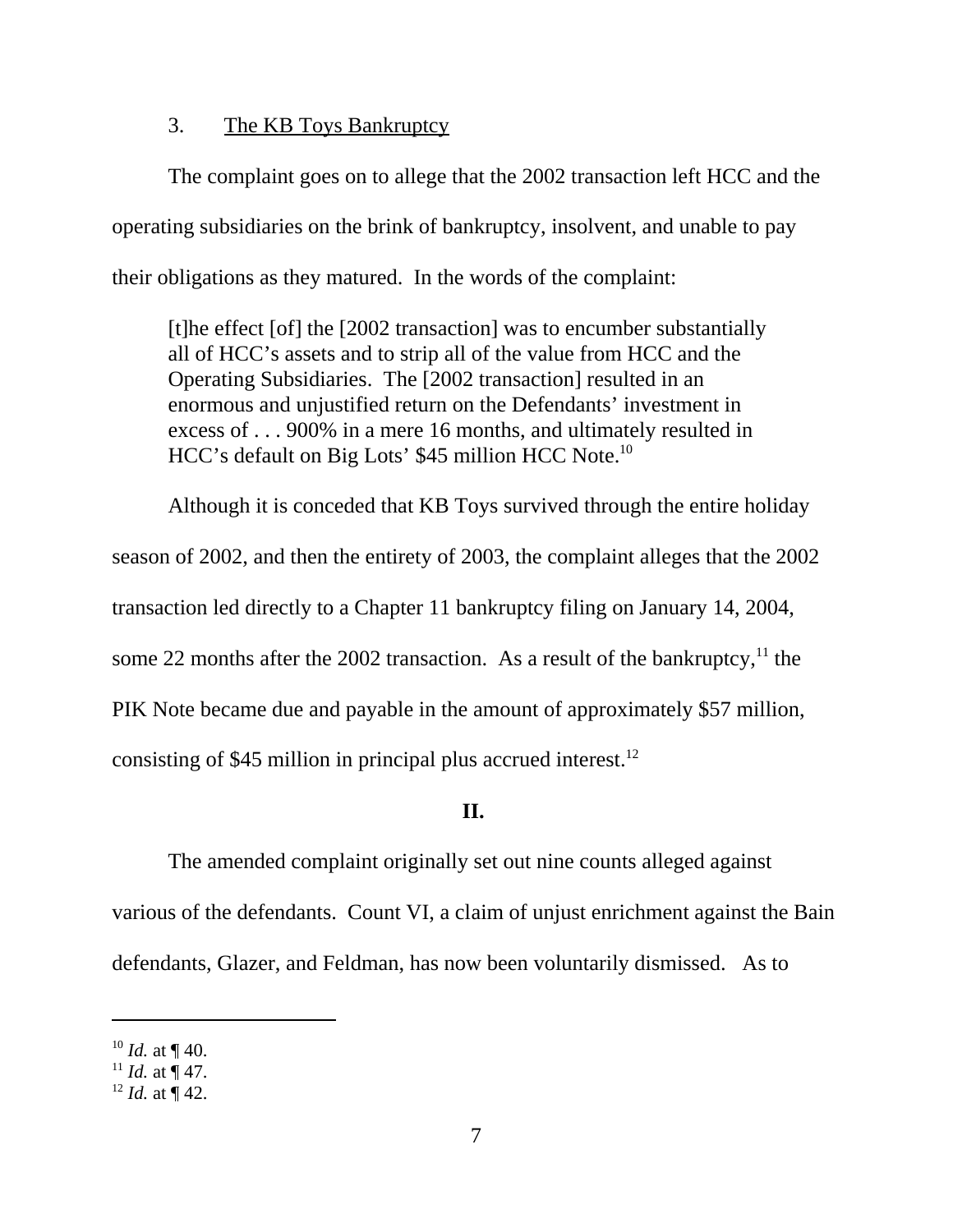### 3. The KB Toys Bankruptcy

The complaint goes on to allege that the 2002 transaction left HCC and the operating subsidiaries on the brink of bankruptcy, insolvent, and unable to pay their obligations as they matured. In the words of the complaint:

> [t]he effect [of] the [2002 transaction] was to encumber substantially all of HCC's assets and to strip all of the value from HCC and the Operating Subsidiaries. The [2002 transaction] resulted in an enormous and unjustified return on the Defendants' investment in excess of . . . 900% in a mere 16 months, and ultimately resulted in HCC's default on Big Lots' $45 million HCC Note.[10]

Although it is conceded that KB Toys survived through the entire holiday season of 2002, and then the entirety of 2003, the complaint alleges that the 2002 transaction led directly to a Chapter 11 bankruptcy filing on January 14, 2004, some 22 months after the 2002 transaction. As a result of the bankruptcy,[11] the PIK Note became due and payable in the amount of approximately $57 million, consisting of $45 million in principal plus accrued interest.[12]

## II.

The amended complaint originally set out nine counts alleged against various of the defendants. Count VI, a claim of unjust enrichment against the Bain defendants, Glazer, and Feldman, has now been voluntarily dismissed. As to

---

[10] *Id.* at ¶ 40.
[11] *Id.* at ¶ 47.
[12] *Id.* at ¶ 42.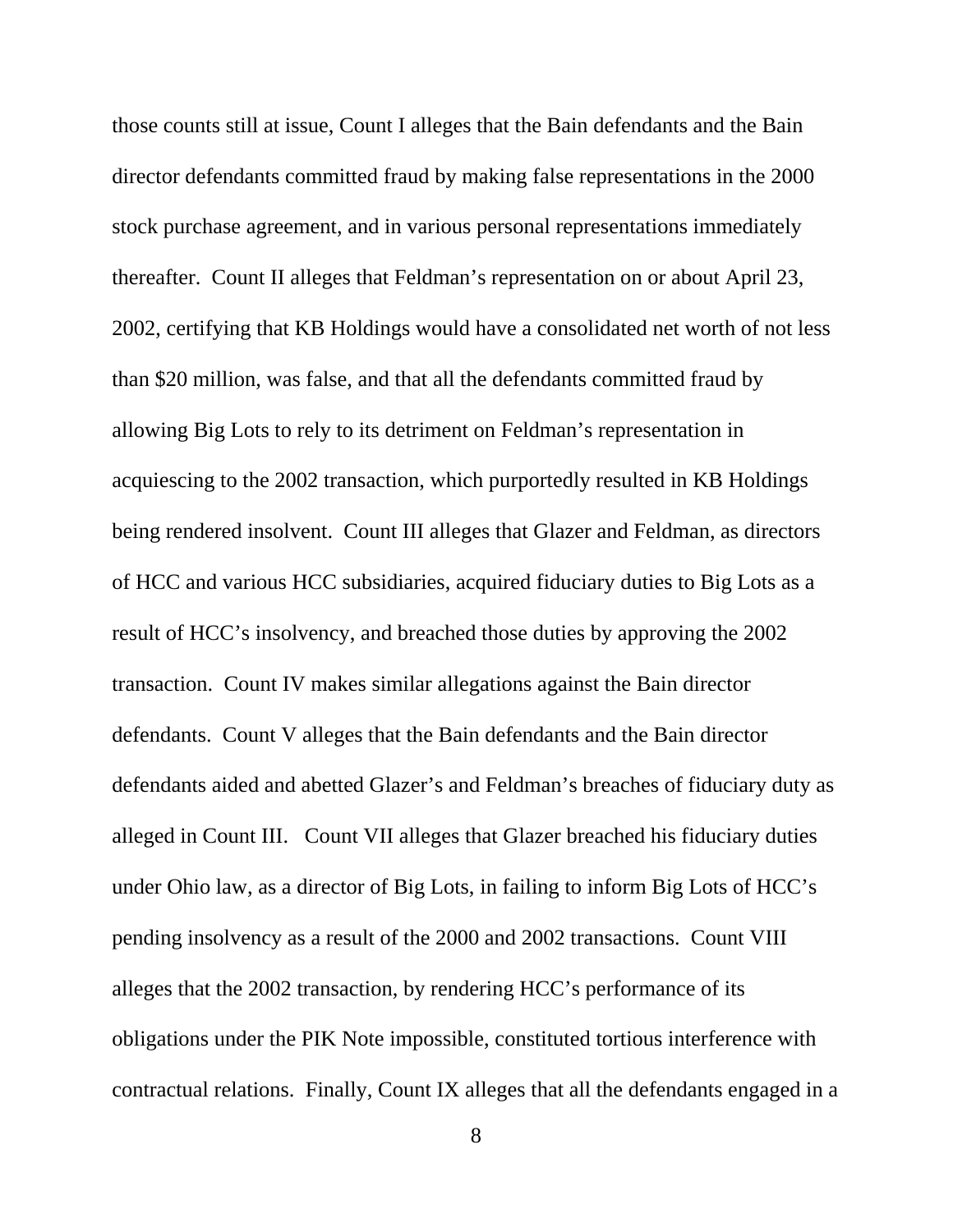those counts still at issue, Count I alleges that the Bain defendants and the Bain director defendants committed fraud by making false representations in the 2000 stock purchase agreement, and in various personal representations immediately thereafter. Count II alleges that Feldman's representation on or about April 23, 2002, certifying that KB Holdings would have a consolidated net worth of not less than $20 million, was false, and that all the defendants committed fraud by allowing Big Lots to rely to its detriment on Feldman's representation in acquiescing to the 2002 transaction, which purportedly resulted in KB Holdings being rendered insolvent. Count III alleges that Glazer and Feldman, as directors of HCC and various HCC subsidiaries, acquired fiduciary duties to Big Lots as a result of HCC's insolvency, and breached those duties by approving the 2002 transaction. Count IV makes similar allegations against the Bain director defendants. Count V alleges that the Bain defendants and the Bain director defendants aided and abetted Glazer's and Feldman's breaches of fiduciary duty as alleged in Count III. Count VII alleges that Glazer breached his fiduciary duties under Ohio law, as a director of Big Lots, in failing to inform Big Lots of HCC's pending insolvency as a result of the 2000 and 2002 transactions. Count VIII alleges that the 2002 transaction, by rendering HCC's performance of its obligations under the PIK Note impossible, constituted tortious interference with contractual relations. Finally, Count IX alleges that all the defendants engaged in a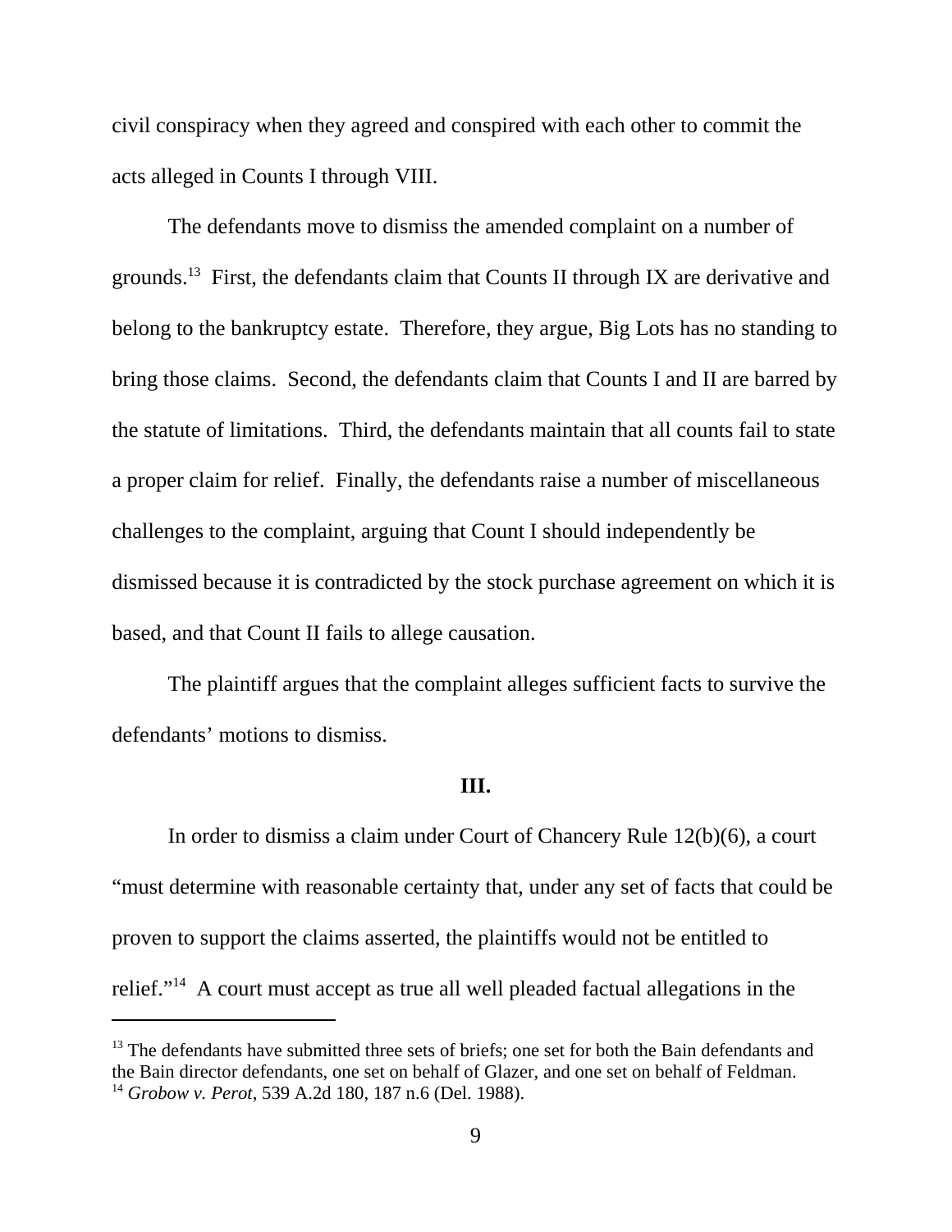civil conspiracy when they agreed and conspired with each other to commit the acts alleged in Counts I through VIII.

The defendants move to dismiss the amended complaint on a number of grounds.[13] First, the defendants claim that Counts II through IX are derivative and belong to the bankruptcy estate. Therefore, they argue, Big Lots has no standing to bring those claims. Second, the defendants claim that Counts I and II are barred by the statute of limitations. Third, the defendants maintain that all counts fail to state a proper claim for relief. Finally, the defendants raise a number of miscellaneous challenges to the complaint, arguing that Count I should independently be dismissed because it is contradicted by the stock purchase agreement on which it is based, and that Count II fails to allege causation.

The plaintiff argues that the complaint alleges sufficient facts to survive the defendants' motions to dismiss.

**III.**

In order to dismiss a claim under Court of Chancery Rule 12(b)(6), a court "must determine with reasonable certainty that, under any set of facts that could be proven to support the claims asserted, the plaintiffs would not be entitled to relief."[14] A court must accept as true all well pleaded factual allegations in the

---

[13] The defendants have submitted three sets of briefs; one set for both the Bain defendants and the Bain director defendants, one set on behalf of Glazer, and one set on behalf of Feldman.

[14] *Grobow v. Perot*, 539 A.2d 180, 187 n.6 (Del. 1988).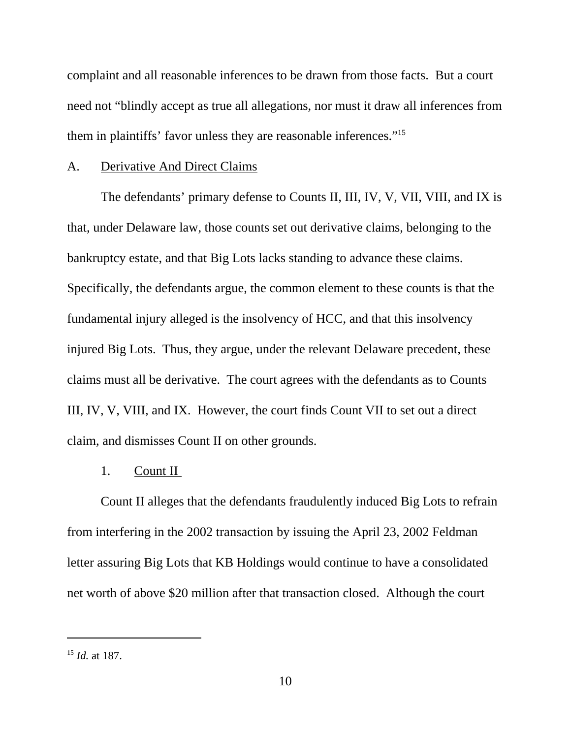complaint and all reasonable inferences to be drawn from those facts. But a court need not "blindly accept as true all allegations, nor must it draw all inferences from them in plaintiffs' favor unless they are reasonable inferences."[15]

## A. Derivative And Direct Claims

The defendants' primary defense to Counts II, III, IV, V, VII, VIII, and IX is that, under Delaware law, those counts set out derivative claims, belonging to the bankruptcy estate, and that Big Lots lacks standing to advance these claims. Specifically, the defendants argue, the common element to these counts is that the fundamental injury alleged is the insolvency of HCC, and that this insolvency injured Big Lots. Thus, they argue, under the relevant Delaware precedent, these claims must all be derivative. The court agrees with the defendants as to Counts III, IV, V, VIII, and IX. However, the court finds Count VII to set out a direct claim, and dismisses Count II on other grounds.

### 1. Count II

Count II alleges that the defendants fraudulently induced Big Lots to refrain from interfering in the 2002 transaction by issuing the April 23, 2002 Feldman letter assuring Big Lots that KB Holdings would continue to have a consolidated net worth of above $20 million after that transaction closed. Although the court

---

[15] *Id.* at 187.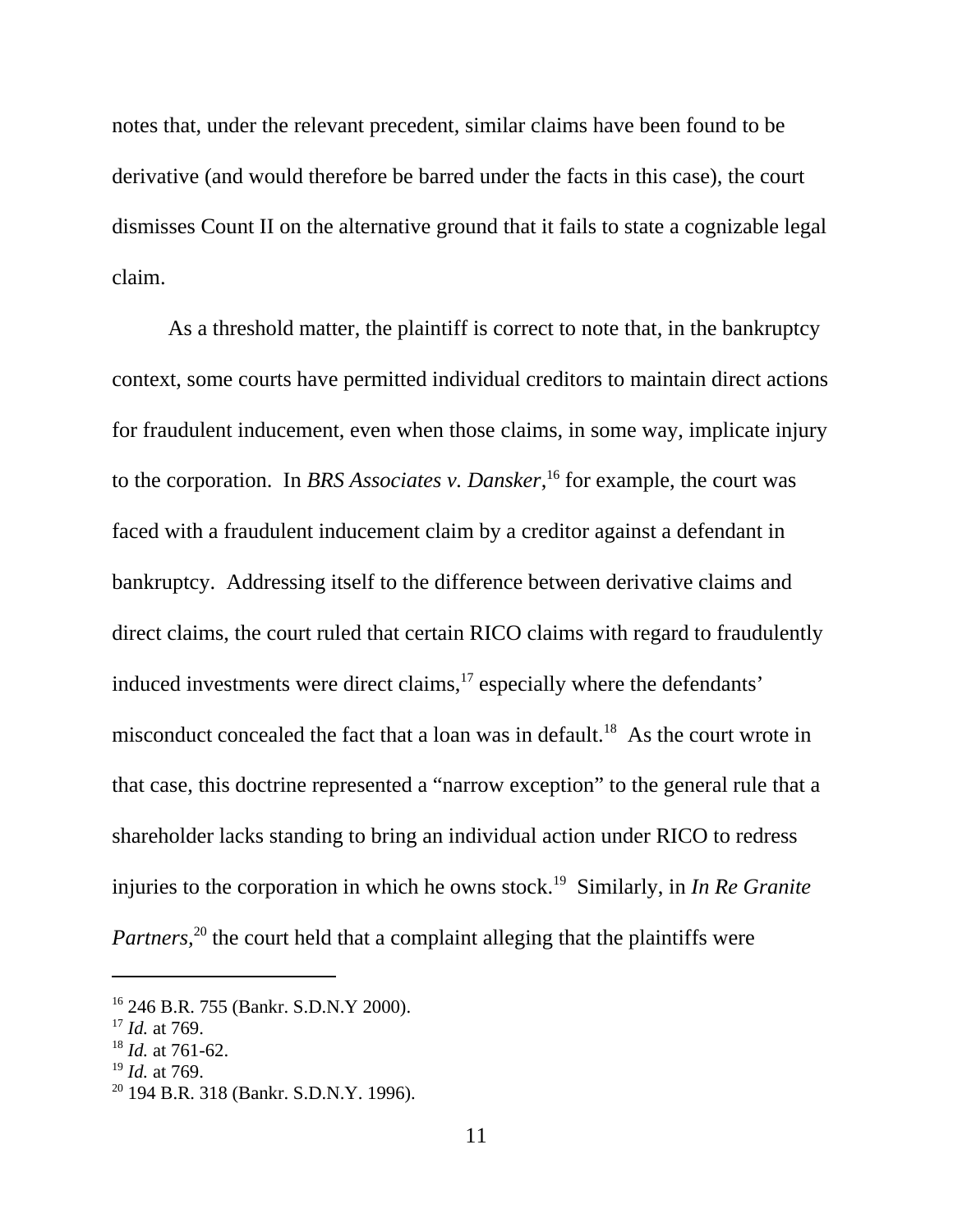notes that, under the relevant precedent, similar claims have been found to be derivative (and would therefore be barred under the facts in this case), the court dismisses Count II on the alternative ground that it fails to state a cognizable legal claim.

As a threshold matter, the plaintiff is correct to note that, in the bankruptcy context, some courts have permitted individual creditors to maintain direct actions for fraudulent inducement, even when those claims, in some way, implicate injury to the corporation. In *BRS Associates v. Dansker*,[16] for example, the court was faced with a fraudulent inducement claim by a creditor against a defendant in bankruptcy. Addressing itself to the difference between derivative claims and direct claims, the court ruled that certain RICO claims with regard to fraudulently induced investments were direct claims,[17] especially where the defendants' misconduct concealed the fact that a loan was in default.[18] As the court wrote in that case, this doctrine represented a "narrow exception" to the general rule that a shareholder lacks standing to bring an individual action under RICO to redress injuries to the corporation in which he owns stock.[19] Similarly, in *In Re Granite Partners*,[20] the court held that a complaint alleging that the plaintiffs were

---

[16] 246 B.R. 755 (Bankr. S.D.N.Y 2000).

[17] *Id.* at 769.

[18] *Id.* at 761-62.

[19] *Id.* at 769.

[20] 194 B.R. 318 (Bankr. S.D.N.Y. 1996).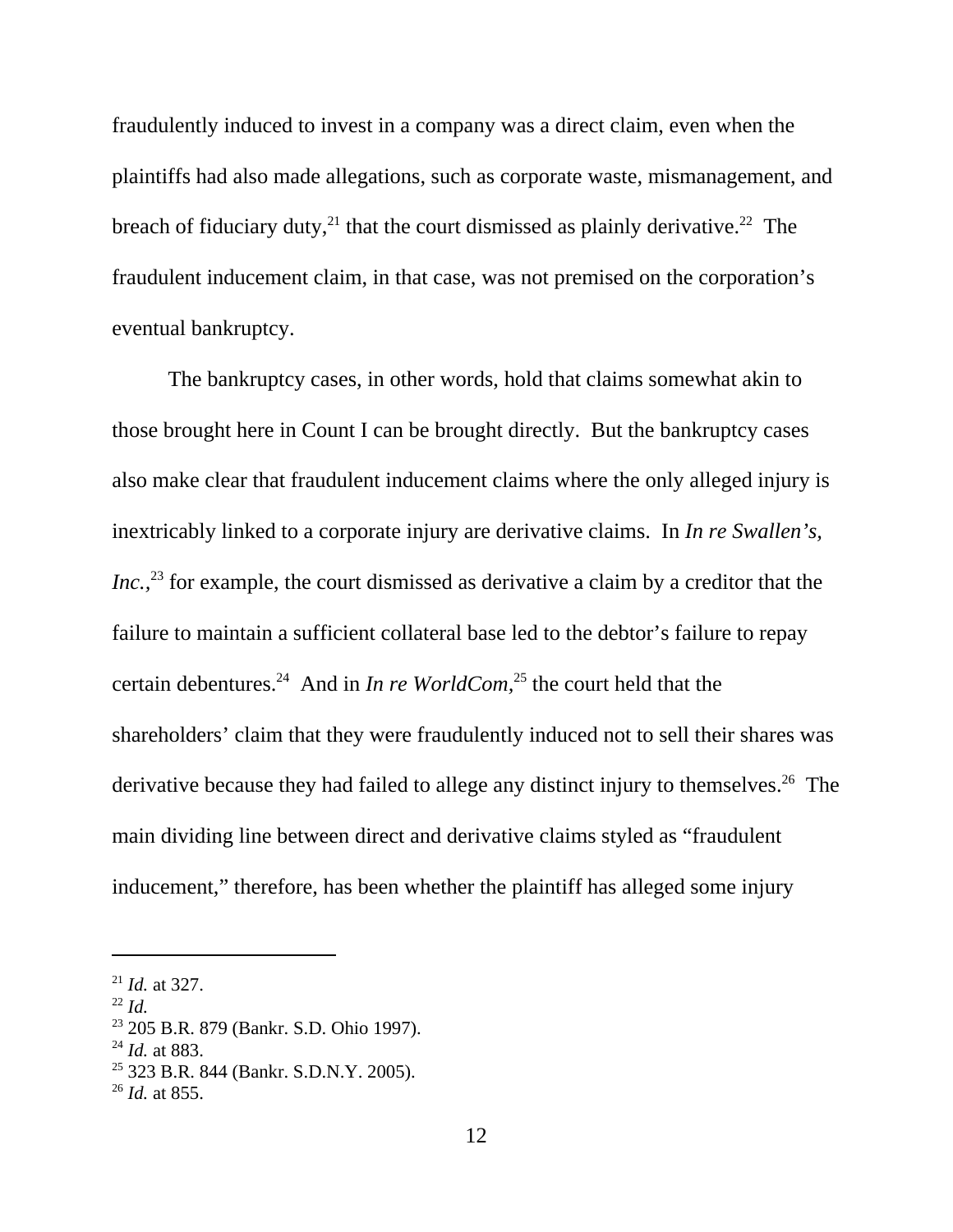fraudulently induced to invest in a company was a direct claim, even when the plaintiffs had also made allegations, such as corporate waste, mismanagement, and breach of fiduciary duty,[21] that the court dismissed as plainly derivative.[22] The fraudulent inducement claim, in that case, was not premised on the corporation's eventual bankruptcy.

The bankruptcy cases, in other words, hold that claims somewhat akin to those brought here in Count I can be brought directly. But the bankruptcy cases also make clear that fraudulent inducement claims where the only alleged injury is inextricably linked to a corporate injury are derivative claims. In *In re Swallen's, Inc.*,[23] for example, the court dismissed as derivative a claim by a creditor that the failure to maintain a sufficient collateral base led to the debtor's failure to repay certain debentures.[24] And in *In re WorldCom*,[25] the court held that the shareholders' claim that they were fraudulently induced not to sell their shares was derivative because they had failed to allege any distinct injury to themselves.[26] The main dividing line between direct and derivative claims styled as "fraudulent inducement," therefore, has been whether the plaintiff has alleged some injury

---

[21] *Id.* at 327.

[22] *Id.*

[23] 205 B.R. 879 (Bankr. S.D. Ohio 1997).

[24] *Id.* at 883.

[25] 323 B.R. 844 (Bankr. S.D.N.Y. 2005).

[26] *Id.* at 855.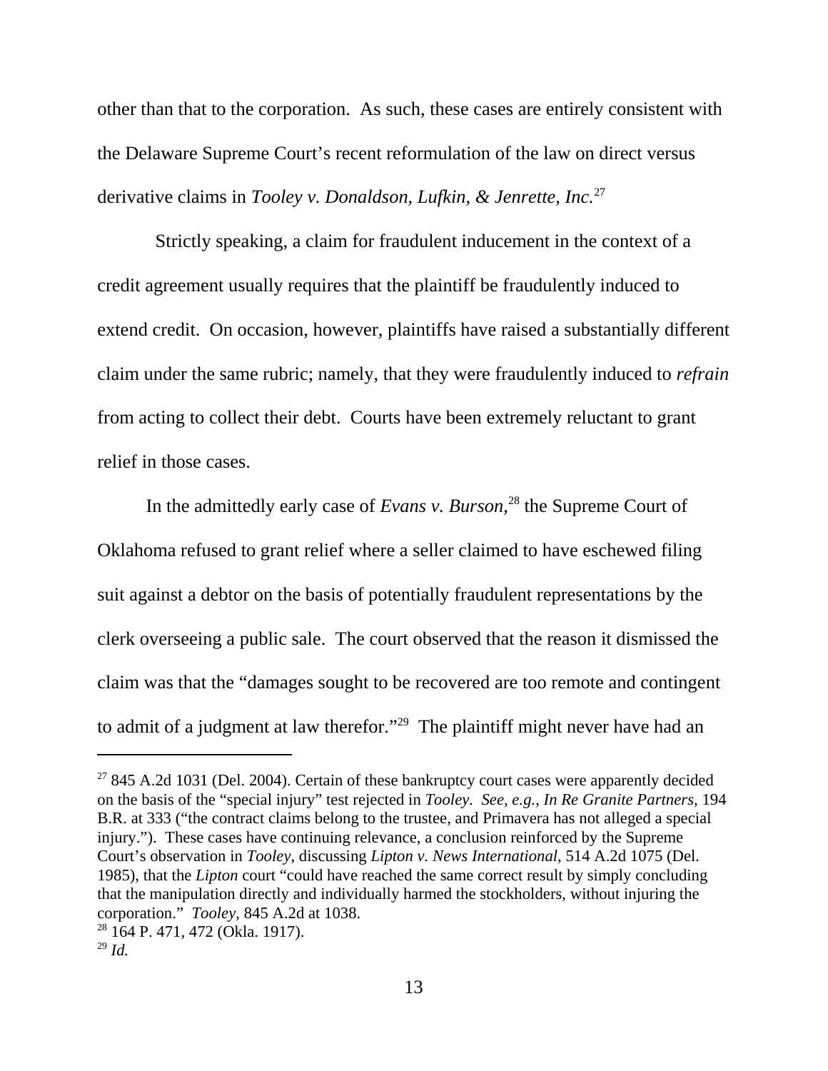other than that to the corporation. As such, these cases are entirely consistent with the Delaware Supreme Court's recent reformulation of the law on direct versus derivative claims in *Tooley v. Donaldson, Lufkin, & Jenrette, Inc.*[27]

Strictly speaking, a claim for fraudulent inducement in the context of a credit agreement usually requires that the plaintiff be fraudulently induced to extend credit. On occasion, however, plaintiffs have raised a substantially different claim under the same rubric; namely, that they were fraudulently induced to *refrain* from acting to collect their debt. Courts have been extremely reluctant to grant relief in those cases.

In the admittedly early case of *Evans v. Burson,*[28] the Supreme Court of Oklahoma refused to grant relief where a seller claimed to have eschewed filing suit against a debtor on the basis of potentially fraudulent representations by the clerk overseeing a public sale. The court observed that the reason it dismissed the claim was that the "damages sought to be recovered are too remote and contingent to admit of a judgment at law therefor."[29] The plaintiff might never have had an

---

[27] 845 A.2d 1031 (Del. 2004). Certain of these bankruptcy court cases were apparently decided on the basis of the "special injury" test rejected in *Tooley*. *See, e.g.*, *In Re Granite Partners*, 194 B.R. at 333 ("the contract claims belong to the trustee, and Primavera has not alleged a special injury."). These cases have continuing relevance, a conclusion reinforced by the Supreme Court's observation in *Tooley*, discussing *Lipton v. News International*, 514 A.2d 1075 (Del. 1985), that the *Lipton* court "could have reached the same correct result by simply concluding that the manipulation directly and individually harmed the stockholders, without injuring the corporation." *Tooley*, 845 A.2d at 1038.

[28] 164 P. 471, 472 (Okla. 1917).

[29] *Id.*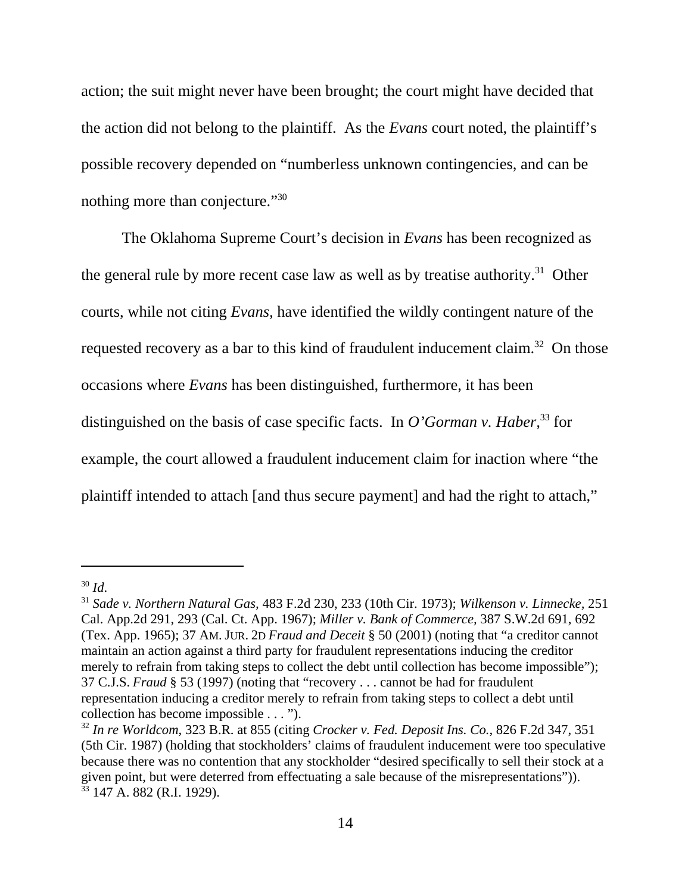action; the suit might never have been brought; the court might have decided that the action did not belong to the plaintiff. As the *Evans* court noted, the plaintiff's possible recovery depended on "numberless unknown contingencies, and can be nothing more than conjecture."[30]

The Oklahoma Supreme Court's decision in *Evans* has been recognized as the general rule by more recent case law as well as by treatise authority.[31] Other courts, while not citing *Evans,* have identified the wildly contingent nature of the requested recovery as a bar to this kind of fraudulent inducement claim.[32] On those occasions where *Evans* has been distinguished, furthermore, it has been distinguished on the basis of case specific facts. In *O'Gorman v. Haber,*[33] for example, the court allowed a fraudulent inducement claim for inaction where "the plaintiff intended to attach [and thus secure payment] and had the right to attach,"

---

[30] *Id*.

[31] *Sade v. Northern Natural Gas,* 483 F.2d 230, 233 (10th Cir. 1973); *Wilkenson v. Linnecke,* 251 Cal. App.2d 291, 293 (Cal. Ct. App. 1967); *Miller v. Bank of Commerce,* 387 S.W.2d 691, 692 (Tex. App. 1965); 37 AM. JUR. 2D *Fraud and Deceit* § 50 (2001) (noting that "a creditor cannot maintain an action against a third party for fraudulent representations inducing the creditor merely to refrain from taking steps to collect the debt until collection has become impossible"); 37 C.J.S. *Fraud* § 53 (1997) (noting that "recovery . . . cannot be had for fraudulent representation inducing a creditor merely to refrain from taking steps to collect a debt until collection has become impossible . . . ").

[32] *In re Worldcom,* 323 B.R. at 855 (citing *Crocker v. Fed. Deposit Ins. Co.*, 826 F.2d 347, 351 (5th Cir. 1987) (holding that stockholders' claims of fraudulent inducement were too speculative because there was no contention that any stockholder "desired specifically to sell their stock at a given point, but were deterred from effectuating a sale because of the misrepresentations")).

[33] 147 A. 882 (R.I. 1929).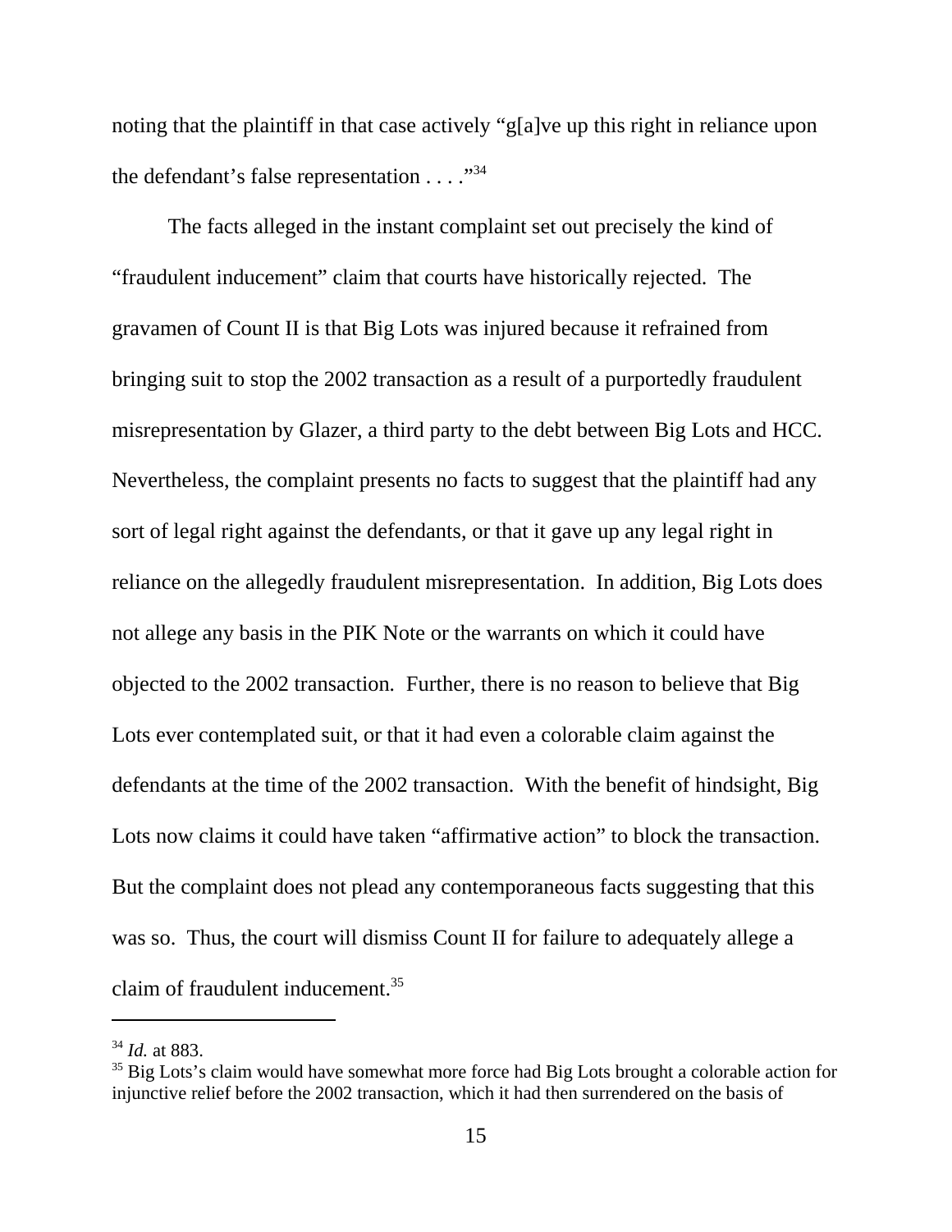noting that the plaintiff in that case actively "g[a]ve up this right in reliance upon the defendant's false representation . . . ."[34]

The facts alleged in the instant complaint set out precisely the kind of "fraudulent inducement" claim that courts have historically rejected. The gravamen of Count II is that Big Lots was injured because it refrained from bringing suit to stop the 2002 transaction as a result of a purportedly fraudulent misrepresentation by Glazer, a third party to the debt between Big Lots and HCC. Nevertheless, the complaint presents no facts to suggest that the plaintiff had any sort of legal right against the defendants, or that it gave up any legal right in reliance on the allegedly fraudulent misrepresentation. In addition, Big Lots does not allege any basis in the PIK Note or the warrants on which it could have objected to the 2002 transaction. Further, there is no reason to believe that Big Lots ever contemplated suit, or that it had even a colorable claim against the defendants at the time of the 2002 transaction. With the benefit of hindsight, Big Lots now claims it could have taken "affirmative action" to block the transaction. But the complaint does not plead any contemporaneous facts suggesting that this was so. Thus, the court will dismiss Count II for failure to adequately allege a claim of fraudulent inducement.[35]

---

[34] *Id.* at 883.

[35] Big Lots's claim would have somewhat more force had Big Lots brought a colorable action for injunctive relief before the 2002 transaction, which it had then surrendered on the basis of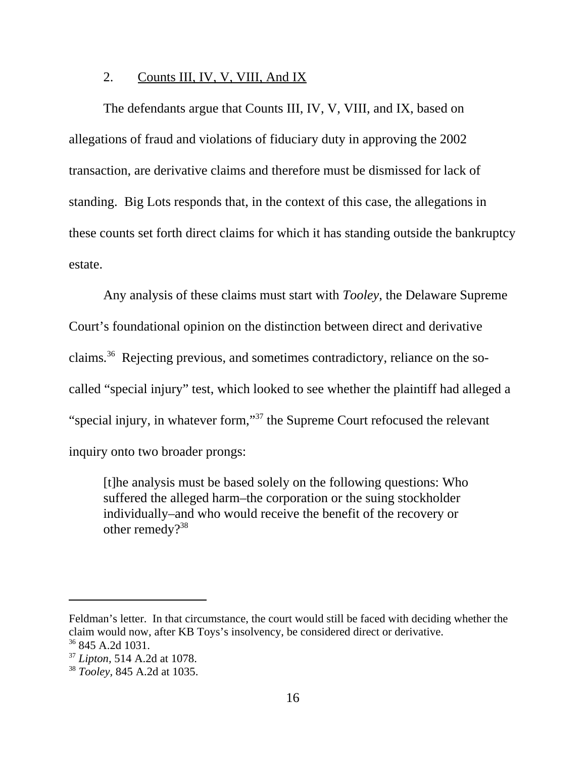2. Counts III, IV, V, VIII, And IX

The defendants argue that Counts III, IV, V, VIII, and IX, based on allegations of fraud and violations of fiduciary duty in approving the 2002 transaction, are derivative claims and therefore must be dismissed for lack of standing. Big Lots responds that, in the context of this case, the allegations in these counts set forth direct claims for which it has standing outside the bankruptcy estate.

Any analysis of these claims must start with *Tooley*, the Delaware Supreme Court's foundational opinion on the distinction between direct and derivative claims.[36] Rejecting previous, and sometimes contradictory, reliance on the so-called "special injury" test, which looked to see whether the plaintiff had alleged a "special injury, in whatever form,"[37] the Supreme Court refocused the relevant inquiry onto two broader prongs:

> [t]he analysis must be based solely on the following questions: Who suffered the alleged harm–the corporation or the suing stockholder individually–and who would receive the benefit of the recovery or other remedy?[38]

---

Feldman's letter. In that circumstance, the court would still be faced with deciding whether the claim would now, after KB Toys's insolvency, be considered direct or derivative.

[36] 845 A.2d 1031.

[37] *Lipton*, 514 A.2d at 1078.

[38] *Tooley*, 845 A.2d at 1035.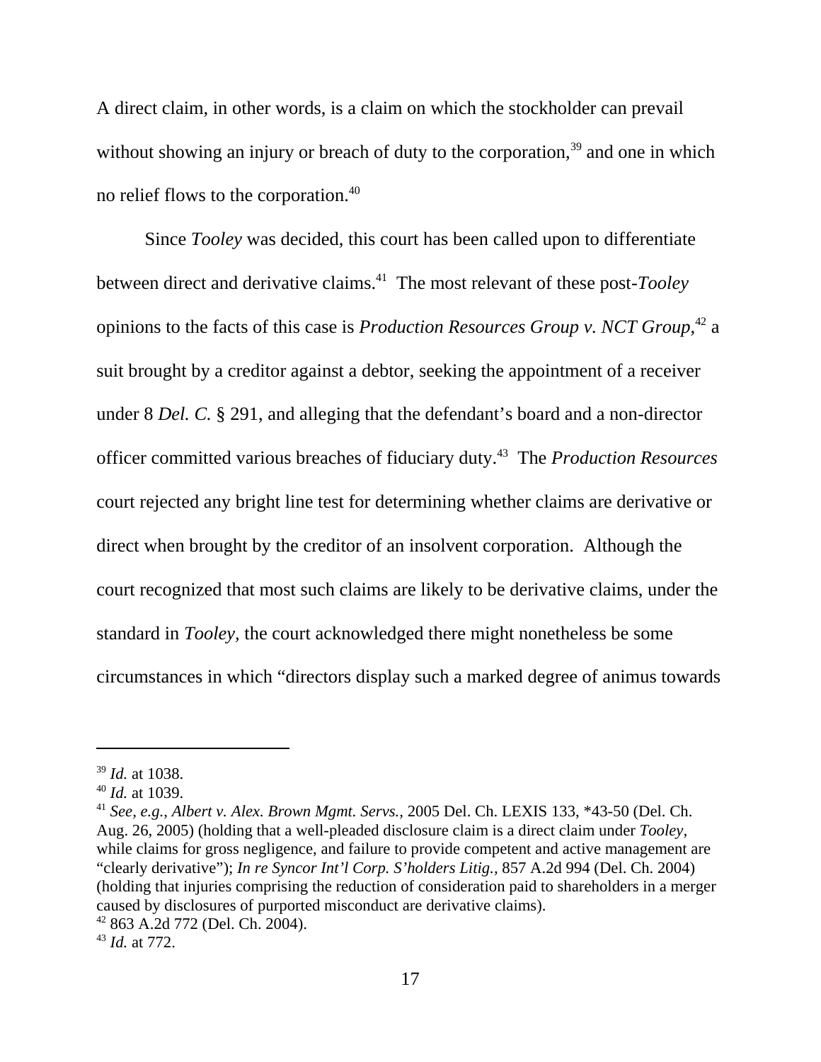A direct claim, in other words, is a claim on which the stockholder can prevail without showing an injury or breach of duty to the corporation,[39] and one in which no relief flows to the corporation.[40]

Since *Tooley* was decided, this court has been called upon to differentiate between direct and derivative claims.[41] The most relevant of these post-*Tooley* opinions to the facts of this case is *Production Resources Group v. NCT Group,*[42] a suit brought by a creditor against a debtor, seeking the appointment of a receiver under 8 *Del. C.* § 291, and alleging that the defendant's board and a non-director officer committed various breaches of fiduciary duty.[43] The *Production Resources* court rejected any bright line test for determining whether claims are derivative or direct when brought by the creditor of an insolvent corporation. Although the court recognized that most such claims are likely to be derivative claims, under the standard in *Tooley,* the court acknowledged there might nonetheless be some circumstances in which "directors display such a marked degree of animus towards

---

[39] *Id.* at 1038.

[40] *Id.* at 1039.

[41] *See, e.g., Albert v. Alex. Brown Mgmt. Servs.,* 2005 Del. Ch. LEXIS 133, *43-50 (Del. Ch. Aug. 26, 2005) (holding that a well-pleaded disclosure claim is a direct claim under *Tooley,* while claims for gross negligence, and failure to provide competent and active management are "clearly derivative"); *In re Syncor Int'l Corp. S'holders Litig.,* 857 A.2d 994 (Del. Ch. 2004) (holding that injuries comprising the reduction of consideration paid to shareholders in a merger caused by disclosures of purported misconduct are derivative claims).

[42] 863 A.2d 772 (Del. Ch. 2004).

[43] *Id.* at 772.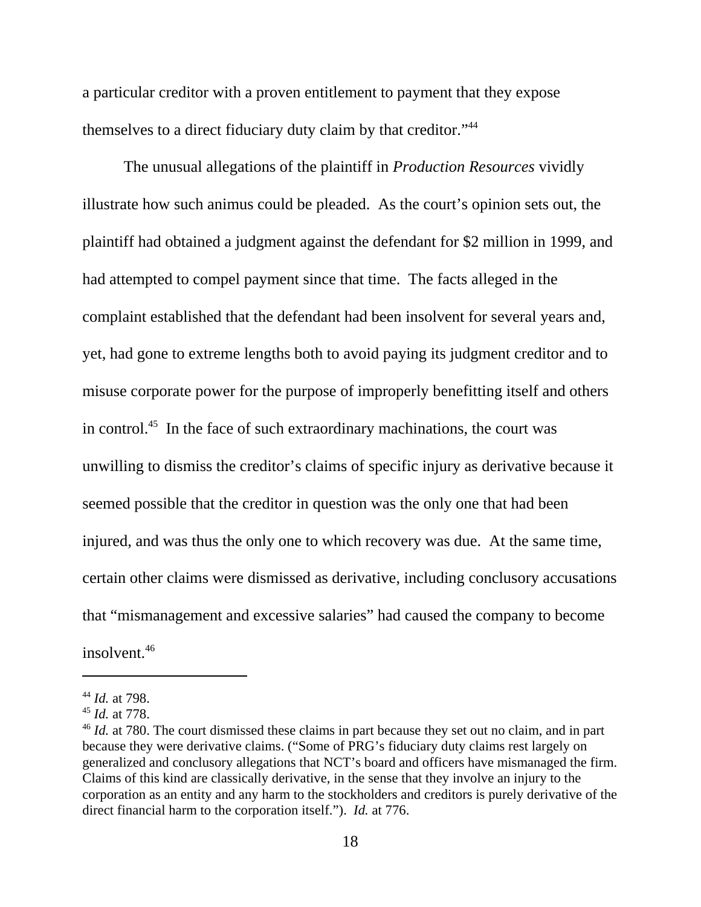a particular creditor with a proven entitlement to payment that they expose themselves to a direct fiduciary duty claim by that creditor."[44]

The unusual allegations of the plaintiff in *Production Resources* vividly illustrate how such animus could be pleaded. As the court's opinion sets out, the plaintiff had obtained a judgment against the defendant for $2 million in 1999, and had attempted to compel payment since that time. The facts alleged in the complaint established that the defendant had been insolvent for several years and, yet, had gone to extreme lengths both to avoid paying its judgment creditor and to misuse corporate power for the purpose of improperly benefitting itself and others in control.[45] In the face of such extraordinary machinations, the court was unwilling to dismiss the creditor's claims of specific injury as derivative because it seemed possible that the creditor in question was the only one that had been injured, and was thus the only one to which recovery was due. At the same time, certain other claims were dismissed as derivative, including conclusory accusations that "mismanagement and excessive salaries" had caused the company to become insolvent.[46]

---

[44] *Id.* at 798.

[45] *Id.* at 778.

[46] *Id.* at 780. The court dismissed these claims in part because they set out no claim, and in part because they were derivative claims. ("Some of PRG's fiduciary duty claims rest largely on generalized and conclusory allegations that NCT's board and officers have mismanaged the firm. Claims of this kind are classically derivative, in the sense that they involve an injury to the corporation as an entity and any harm to the stockholders and creditors is purely derivative of the direct financial harm to the corporation itself."). *Id.* at 776.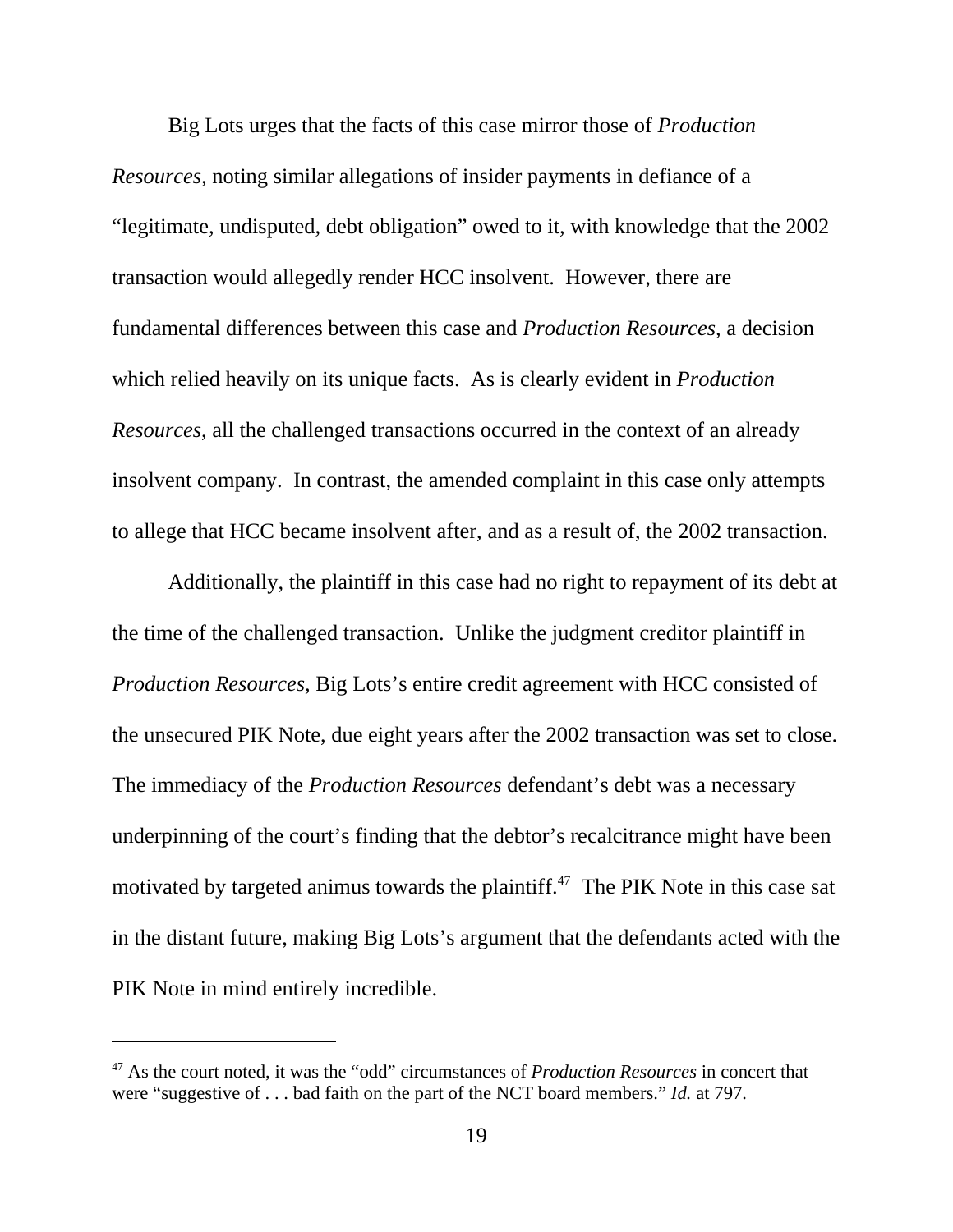Big Lots urges that the facts of this case mirror those of *Production Resources,* noting similar allegations of insider payments in defiance of a "legitimate, undisputed, debt obligation" owed to it, with knowledge that the 2002 transaction would allegedly render HCC insolvent. However, there are fundamental differences between this case and *Production Resources,* a decision which relied heavily on its unique facts. As is clearly evident in *Production Resources*, all the challenged transactions occurred in the context of an already insolvent company. In contrast, the amended complaint in this case only attempts to allege that HCC became insolvent after, and as a result of, the 2002 transaction.

Additionally, the plaintiff in this case had no right to repayment of its debt at the time of the challenged transaction. Unlike the judgment creditor plaintiff in *Production Resources,* Big Lots's entire credit agreement with HCC consisted of the unsecured PIK Note, due eight years after the 2002 transaction was set to close. The immediacy of the *Production Resources* defendant's debt was a necessary underpinning of the court's finding that the debtor's recalcitrance might have been motivated by targeted animus towards the plaintiff.[47] The PIK Note in this case sat in the distant future, making Big Lots's argument that the defendants acted with the PIK Note in mind entirely incredible.

---

[47] As the court noted, it was the "odd" circumstances of *Production Resources* in concert that were "suggestive of . . . bad faith on the part of the NCT board members." *Id.* at 797.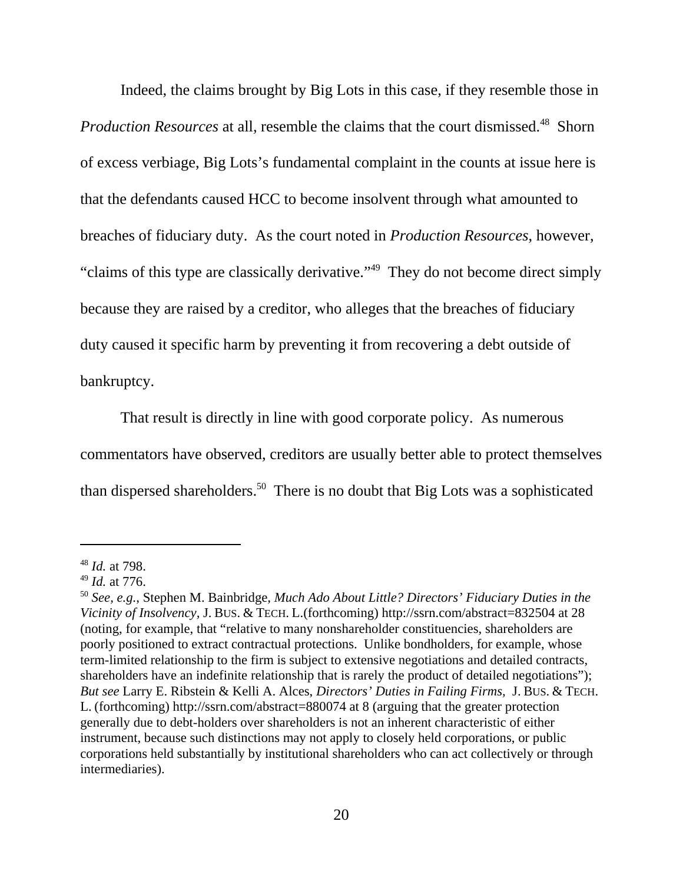Indeed, the claims brought by Big Lots in this case, if they resemble those in *Production Resources* at all, resemble the claims that the court dismissed.[48] Shorn of excess verbiage, Big Lots's fundamental complaint in the counts at issue here is that the defendants caused HCC to become insolvent through what amounted to breaches of fiduciary duty. As the court noted in *Production Resources*, however, "claims of this type are classically derivative."[49] They do not become direct simply because they are raised by a creditor, who alleges that the breaches of fiduciary duty caused it specific harm by preventing it from recovering a debt outside of bankruptcy.

That result is directly in line with good corporate policy. As numerous commentators have observed, creditors are usually better able to protect themselves than dispersed shareholders.[50] There is no doubt that Big Lots was a sophisticated

---

[48] *Id.* at 798.

[49] *Id.* at 776.

[50] *See, e.g.*, Stephen M. Bainbridge, *Much Ado About Little? Directors' Fiduciary Duties in the Vicinity of Insolvency*, J. BUS. & TECH. L.(forthcoming) http://ssrn.com/abstract=832504 at 28 (noting, for example, that "relative to many nonshareholder constituencies, shareholders are poorly positioned to extract contractual protections. Unlike bondholders, for example, whose term-limited relationship to the firm is subject to extensive negotiations and detailed contracts, shareholders have an indefinite relationship that is rarely the product of detailed negotiations"); *But see* Larry E. Ribstein & Kelli A. Alces, *Directors' Duties in Failing Firms*, J. BUS. & TECH. L. (forthcoming) http://ssrn.com/abstract=880074 at 8 (arguing that the greater protection generally due to debt-holders over shareholders is not an inherent characteristic of either instrument, because such distinctions may not apply to closely held corporations, or public corporations held substantially by institutional shareholders who can act collectively or through intermediaries).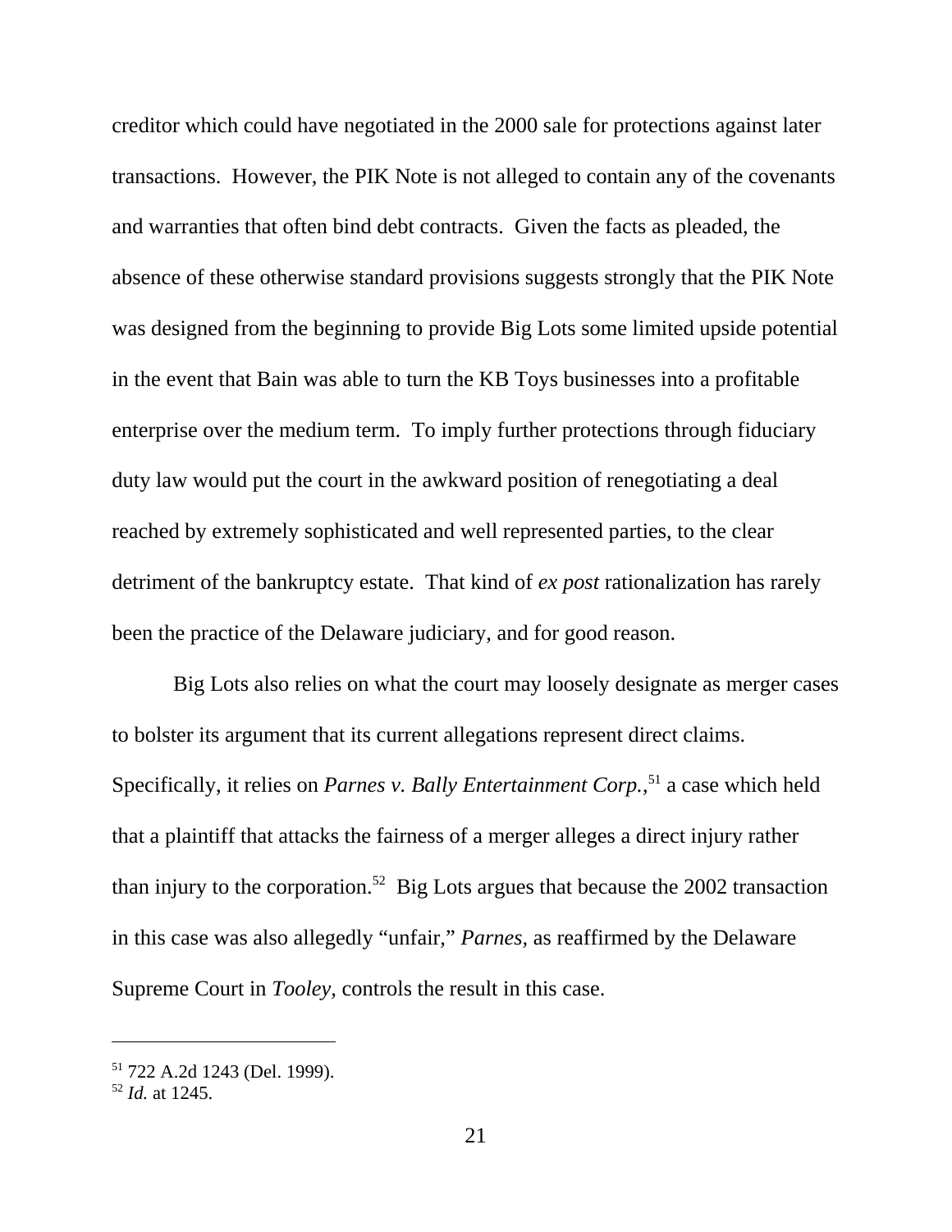creditor which could have negotiated in the 2000 sale for protections against later transactions. However, the PIK Note is not alleged to contain any of the covenants and warranties that often bind debt contracts. Given the facts as pleaded, the absence of these otherwise standard provisions suggests strongly that the PIK Note was designed from the beginning to provide Big Lots some limited upside potential in the event that Bain was able to turn the KB Toys businesses into a profitable enterprise over the medium term. To imply further protections through fiduciary duty law would put the court in the awkward position of renegotiating a deal reached by extremely sophisticated and well represented parties, to the clear detriment of the bankruptcy estate. That kind of *ex post* rationalization has rarely been the practice of the Delaware judiciary, and for good reason.

Big Lots also relies on what the court may loosely designate as merger cases to bolster its argument that its current allegations represent direct claims. Specifically, it relies on *Parnes v. Bally Entertainment Corp.*,[51] a case which held that a plaintiff that attacks the fairness of a merger alleges a direct injury rather than injury to the corporation.[52] Big Lots argues that because the 2002 transaction in this case was also allegedly "unfair," *Parnes,* as reaffirmed by the Delaware Supreme Court in *Tooley,* controls the result in this case.

---

[51] 722 A.2d 1243 (Del. 1999).

[52] *Id.* at 1245.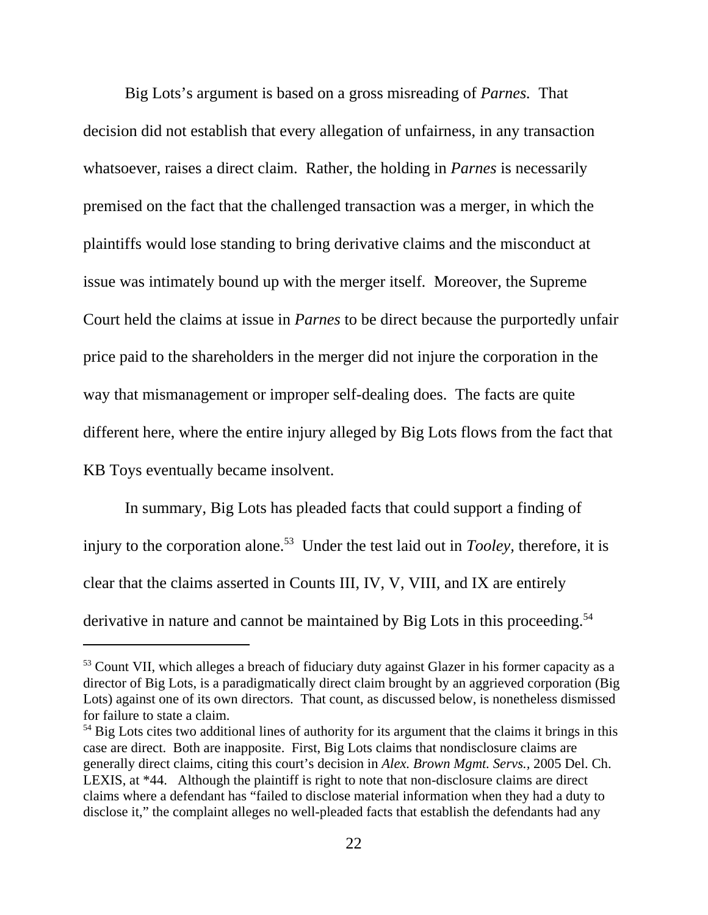Big Lots's argument is based on a gross misreading of *Parnes*. That decision did not establish that every allegation of unfairness, in any transaction whatsoever, raises a direct claim. Rather, the holding in *Parnes* is necessarily premised on the fact that the challenged transaction was a merger, in which the plaintiffs would lose standing to bring derivative claims and the misconduct at issue was intimately bound up with the merger itself. Moreover, the Supreme Court held the claims at issue in *Parnes* to be direct because the purportedly unfair price paid to the shareholders in the merger did not injure the corporation in the way that mismanagement or improper self-dealing does. The facts are quite different here, where the entire injury alleged by Big Lots flows from the fact that KB Toys eventually became insolvent.

In summary, Big Lots has pleaded facts that could support a finding of injury to the corporation alone.[53] Under the test laid out in *Tooley,* therefore, it is clear that the claims asserted in Counts III, IV, V, VIII, and IX are entirely derivative in nature and cannot be maintained by Big Lots in this proceeding.[54]

---

[53] Count VII, which alleges a breach of fiduciary duty against Glazer in his former capacity as a director of Big Lots, is a paradigmatically direct claim brought by an aggrieved corporation (Big Lots) against one of its own directors. That count, as discussed below, is nonetheless dismissed for failure to state a claim.

[54] Big Lots cites two additional lines of authority for its argument that the claims it brings in this case are direct. Both are inapposite. First, Big Lots claims that nondisclosure claims are generally direct claims, citing this court's decision in *Alex. Brown Mgmt. Servs.,* 2005 Del. Ch. LEXIS, at *44. Although the plaintiff is right to note that non-disclosure claims are direct claims where a defendant has "failed to disclose material information when they had a duty to disclose it," the complaint alleges no well-pleaded facts that establish the defendants had any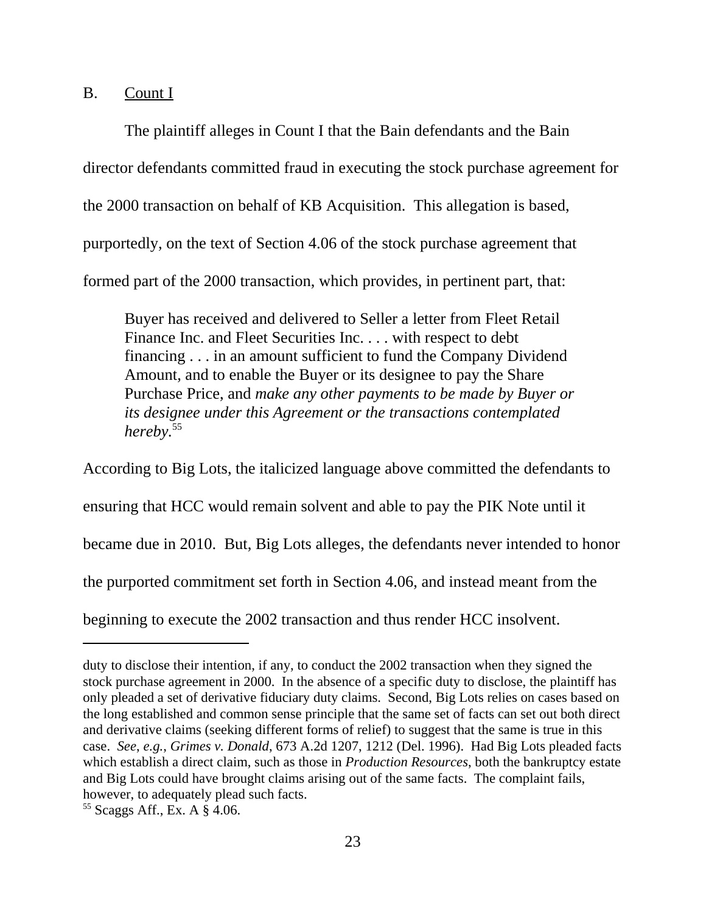B. Count I

The plaintiff alleges in Count I that the Bain defendants and the Bain director defendants committed fraud in executing the stock purchase agreement for the 2000 transaction on behalf of KB Acquisition. This allegation is based, purportedly, on the text of Section 4.06 of the stock purchase agreement that formed part of the 2000 transaction, which provides, in pertinent part, that:

> Buyer has received and delivered to Seller a letter from Fleet Retail Finance Inc. and Fleet Securities Inc. . . . with respect to debt financing . . . in an amount sufficient to fund the Company Dividend Amount, and to enable the Buyer or its designee to pay the Share Purchase Price, and *make any other payments to be made by Buyer or its designee under this Agreement or the transactions contemplated hereby*.[55]

According to Big Lots, the italicized language above committed the defendants to ensuring that HCC would remain solvent and able to pay the PIK Note until it became due in 2010. But, Big Lots alleges, the defendants never intended to honor the purported commitment set forth in Section 4.06, and instead meant from the beginning to execute the 2002 transaction and thus render HCC insolvent.

---

duty to disclose their intention, if any, to conduct the 2002 transaction when they signed the stock purchase agreement in 2000. In the absence of a specific duty to disclose, the plaintiff has only pleaded a set of derivative fiduciary duty claims. Second, Big Lots relies on cases based on the long established and common sense principle that the same set of facts can set out both direct and derivative claims (seeking different forms of relief) to suggest that the same is true in this case. *See*, *e.g.*, *Grimes v. Donald*, 673 A.2d 1207, 1212 (Del. 1996). Had Big Lots pleaded facts which establish a direct claim, such as those in *Production Resources*, both the bankruptcy estate and Big Lots could have brought claims arising out of the same facts. The complaint fails, however, to adequately plead such facts.

[55] Scaggs Aff., Ex. A § 4.06.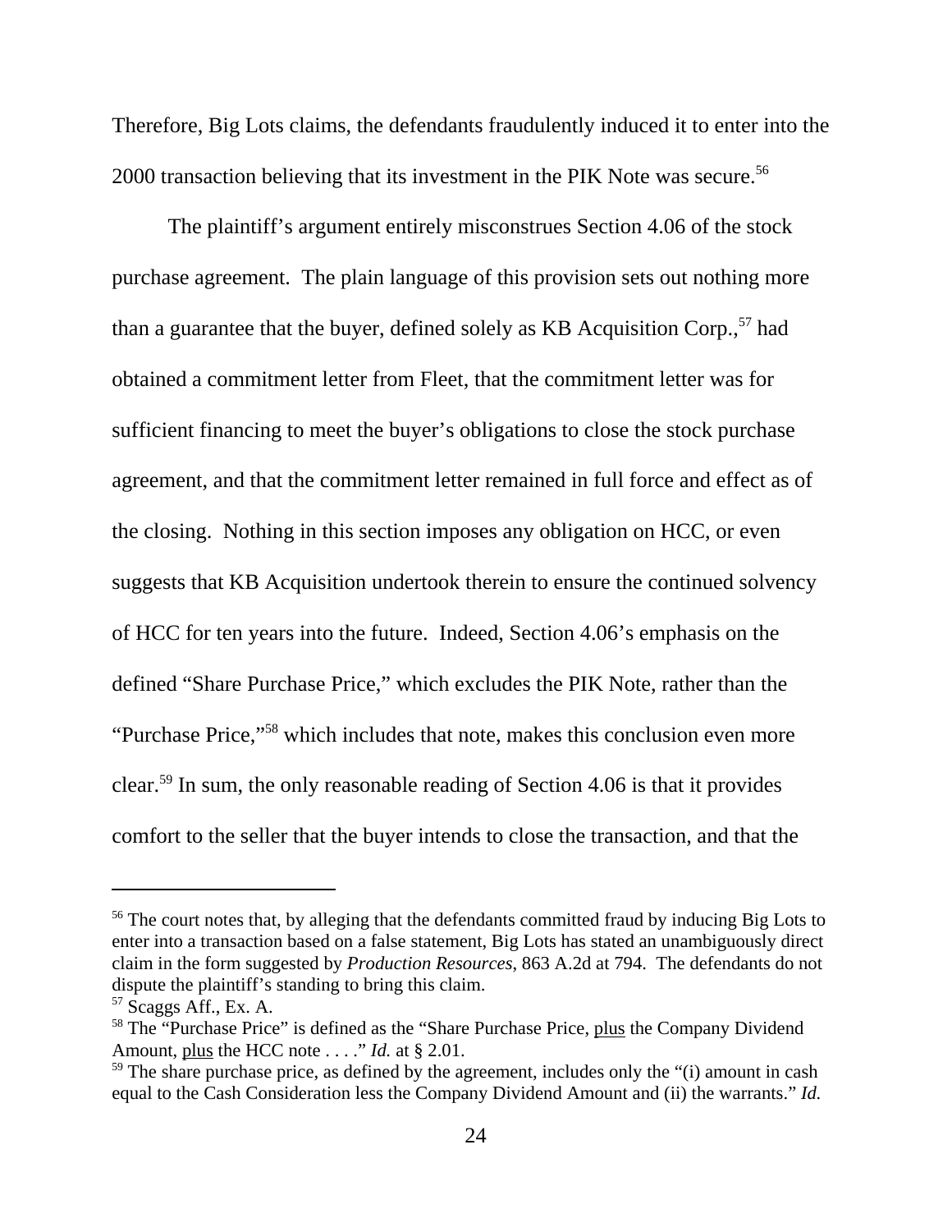Therefore, Big Lots claims, the defendants fraudulently induced it to enter into the 2000 transaction believing that its investment in the PIK Note was secure.[56]

The plaintiff's argument entirely misconstrues Section 4.06 of the stock purchase agreement. The plain language of this provision sets out nothing more than a guarantee that the buyer, defined solely as KB Acquisition Corp.,[57] had obtained a commitment letter from Fleet, that the commitment letter was for sufficient financing to meet the buyer's obligations to close the stock purchase agreement, and that the commitment letter remained in full force and effect as of the closing. Nothing in this section imposes any obligation on HCC, or even suggests that KB Acquisition undertook therein to ensure the continued solvency of HCC for ten years into the future. Indeed, Section 4.06's emphasis on the defined "Share Purchase Price," which excludes the PIK Note, rather than the "Purchase Price,"[58] which includes that note, makes this conclusion even more clear.[59] In sum, the only reasonable reading of Section 4.06 is that it provides comfort to the seller that the buyer intends to close the transaction, and that the

---

[56] The court notes that, by alleging that the defendants committed fraud by inducing Big Lots to enter into a transaction based on a false statement, Big Lots has stated an unambiguously direct claim in the form suggested by *Production Resources*, 863 A.2d at 794. The defendants do not dispute the plaintiff's standing to bring this claim.

[57] Scaggs Aff., Ex. A.

[58] The "Purchase Price" is defined as the "Share Purchase Price, plus the Company Dividend Amount, plus the HCC note . . . ." *Id.* at § 2.01.

[59] The share purchase price, as defined by the agreement, includes only the "(i) amount in cash equal to the Cash Consideration less the Company Dividend Amount and (ii) the warrants." *Id.*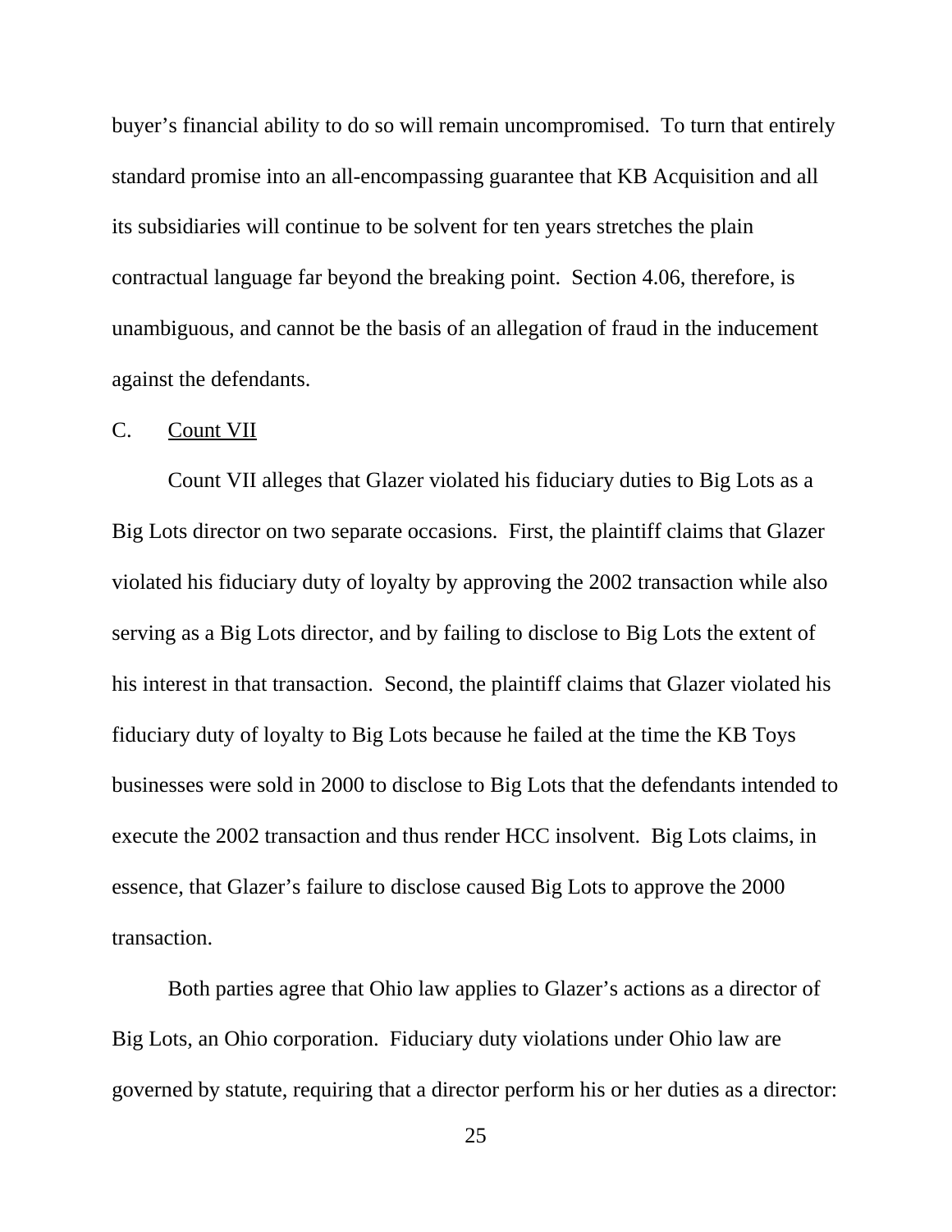buyer's financial ability to do so will remain uncompromised. To turn that entirely standard promise into an all-encompassing guarantee that KB Acquisition and all its subsidiaries will continue to be solvent for ten years stretches the plain contractual language far beyond the breaking point. Section 4.06, therefore, is unambiguous, and cannot be the basis of an allegation of fraud in the inducement against the defendants.

C. Count VII

Count VII alleges that Glazer violated his fiduciary duties to Big Lots as a Big Lots director on two separate occasions. First, the plaintiff claims that Glazer violated his fiduciary duty of loyalty by approving the 2002 transaction while also serving as a Big Lots director, and by failing to disclose to Big Lots the extent of his interest in that transaction. Second, the plaintiff claims that Glazer violated his fiduciary duty of loyalty to Big Lots because he failed at the time the KB Toys businesses were sold in 2000 to disclose to Big Lots that the defendants intended to execute the 2002 transaction and thus render HCC insolvent. Big Lots claims, in essence, that Glazer's failure to disclose caused Big Lots to approve the 2000 transaction.

Both parties agree that Ohio law applies to Glazer's actions as a director of Big Lots, an Ohio corporation. Fiduciary duty violations under Ohio law are governed by statute, requiring that a director perform his or her duties as a director: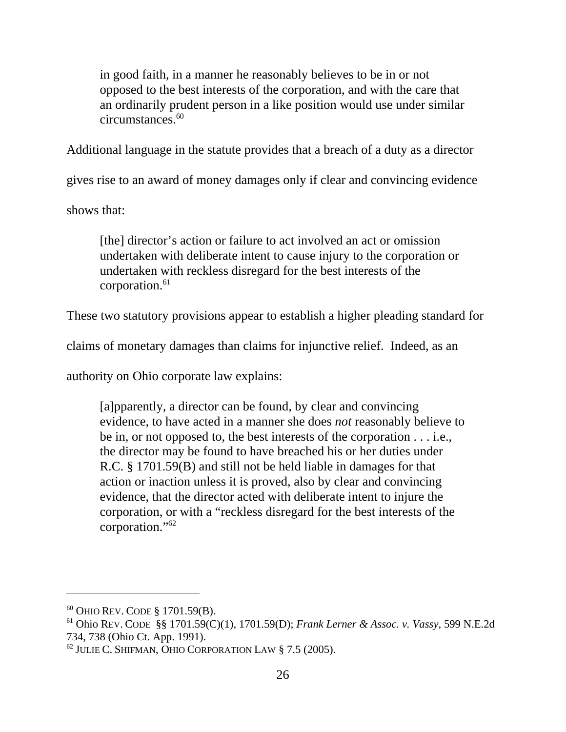> in good faith, in a manner he reasonably believes to be in or not opposed to the best interests of the corporation, and with the care that an ordinarily prudent person in a like position would use under similar circumstances.[60]

Additional language in the statute provides that a breach of a duty as a director gives rise to an award of money damages only if clear and convincing evidence shows that:

> [the] director's action or failure to act involved an act or omission undertaken with deliberate intent to cause injury to the corporation or undertaken with reckless disregard for the best interests of the corporation.[61]

These two statutory provisions appear to establish a higher pleading standard for claims of monetary damages than claims for injunctive relief. Indeed, as an authority on Ohio corporate law explains:

> [a]pparently, a director can be found, by clear and convincing evidence, to have acted in a manner she does *not* reasonably believe to be in, or not opposed to, the best interests of the corporation . . . i.e., the director may be found to have breached his or her duties under R.C. § 1701.59(B) and still not be held liable in damages for that action or inaction unless it is proved, also by clear and convincing evidence, that the director acted with deliberate intent to injure the corporation, or with a "reckless disregard for the best interests of the corporation."[62]

---

[60] OHIO REV. CODE § 1701.59(B).

[61] Ohio REV. CODE §§ 1701.59(C)(1), 1701.59(D); *Frank Lerner & Assoc. v. Vassy*, 599 N.E.2d 734, 738 (Ohio Ct. App. 1991).

[62] JULIE C. SHIFMAN, OHIO CORPORATION LAW § 7.5 (2005).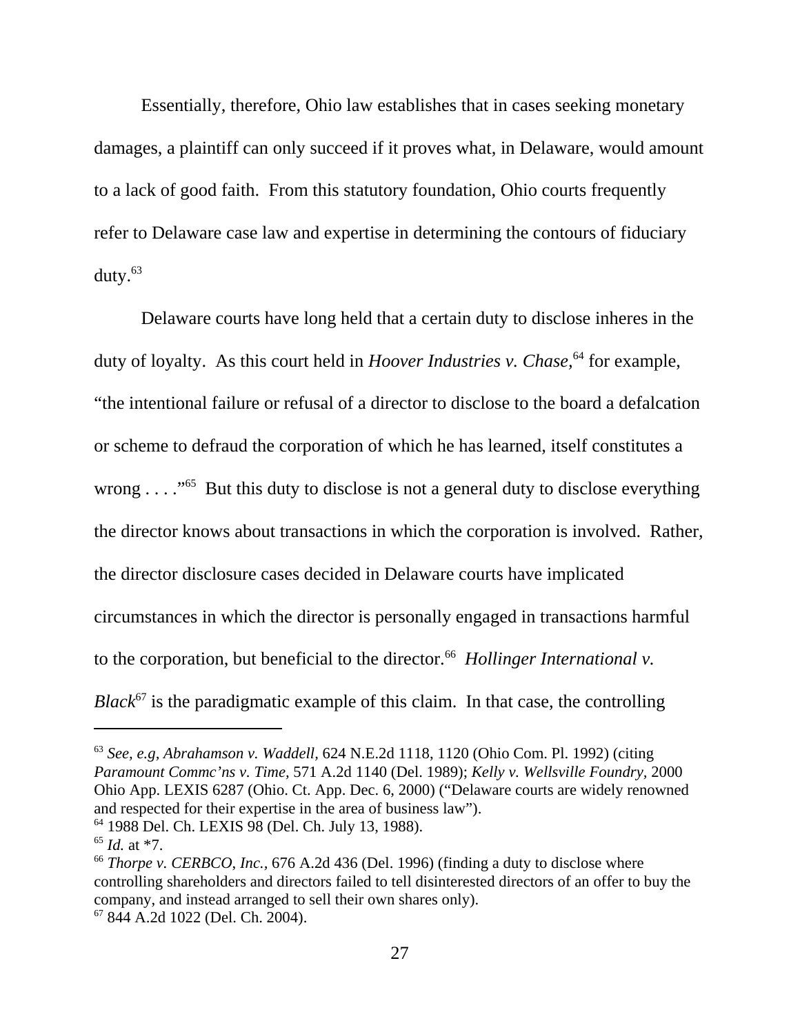Essentially, therefore, Ohio law establishes that in cases seeking monetary damages, a plaintiff can only succeed if it proves what, in Delaware, would amount to a lack of good faith. From this statutory foundation, Ohio courts frequently refer to Delaware case law and expertise in determining the contours of fiduciary duty.[63]

Delaware courts have long held that a certain duty to disclose inheres in the duty of loyalty. As this court held in *Hoover Industries v. Chase*,[64] for example, "the intentional failure or refusal of a director to disclose to the board a defalcation or scheme to defraud the corporation of which he has learned, itself constitutes a wrong . . . ."[65] But this duty to disclose is not a general duty to disclose everything the director knows about transactions in which the corporation is involved. Rather, the director disclosure cases decided in Delaware courts have implicated circumstances in which the director is personally engaged in transactions harmful to the corporation, but beneficial to the director.[66] *Hollinger International v. Black*[67] is the paradigmatic example of this claim. In that case, the controlling

---

[63] *See, e.g, Abrahamson v. Waddell*, 624 N.E.2d 1118, 1120 (Ohio Com. Pl. 1992) (citing *Paramount Commc'ns v. Time*, 571 A.2d 1140 (Del. 1989); *Kelly v. Wellsville Foundry*, 2000 Ohio App. LEXIS 6287 (Ohio. Ct. App. Dec. 6, 2000) ("Delaware courts are widely renowned and respected for their expertise in the area of business law").

[64] 1988 Del. Ch. LEXIS 98 (Del. Ch. July 13, 1988).

[65] *Id.* at *7.

[66] *Thorpe v. CERBCO, Inc.*, 676 A.2d 436 (Del. 1996) (finding a duty to disclose where controlling shareholders and directors failed to tell disinterested directors of an offer to buy the company, and instead arranged to sell their own shares only).

[67] 844 A.2d 1022 (Del. Ch. 2004).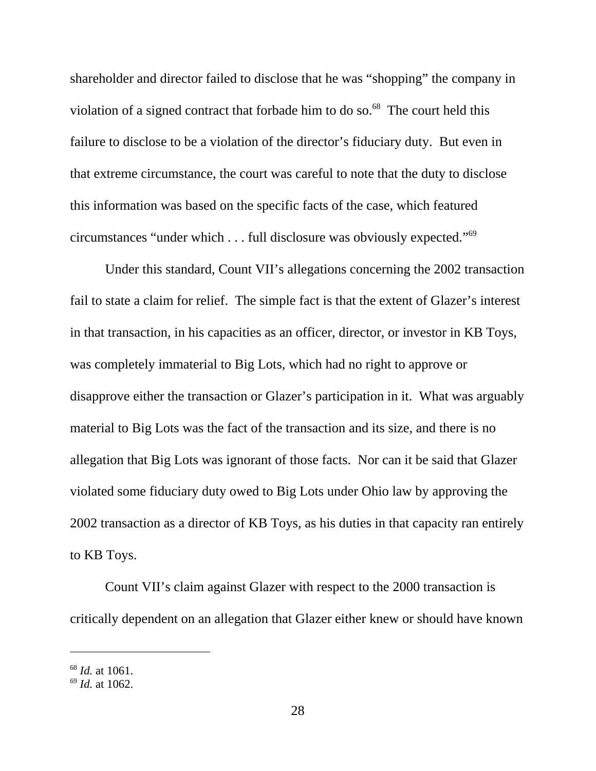shareholder and director failed to disclose that he was "shopping" the company in violation of a signed contract that forbade him to do so.[68] The court held this failure to disclose to be a violation of the director's fiduciary duty. But even in that extreme circumstance, the court was careful to note that the duty to disclose this information was based on the specific facts of the case, which featured circumstances "under which . . . full disclosure was obviously expected."[69]

Under this standard, Count VII's allegations concerning the 2002 transaction fail to state a claim for relief. The simple fact is that the extent of Glazer's interest in that transaction, in his capacities as an officer, director, or investor in KB Toys, was completely immaterial to Big Lots, which had no right to approve or disapprove either the transaction or Glazer's participation in it. What was arguably material to Big Lots was the fact of the transaction and its size, and there is no allegation that Big Lots was ignorant of those facts. Nor can it be said that Glazer violated some fiduciary duty owed to Big Lots under Ohio law by approving the 2002 transaction as a director of KB Toys, as his duties in that capacity ran entirely to KB Toys.

Count VII's claim against Glazer with respect to the 2000 transaction is critically dependent on an allegation that Glazer either knew or should have known

---

[68] *Id.* at 1061.

[69] *Id.* at 1062.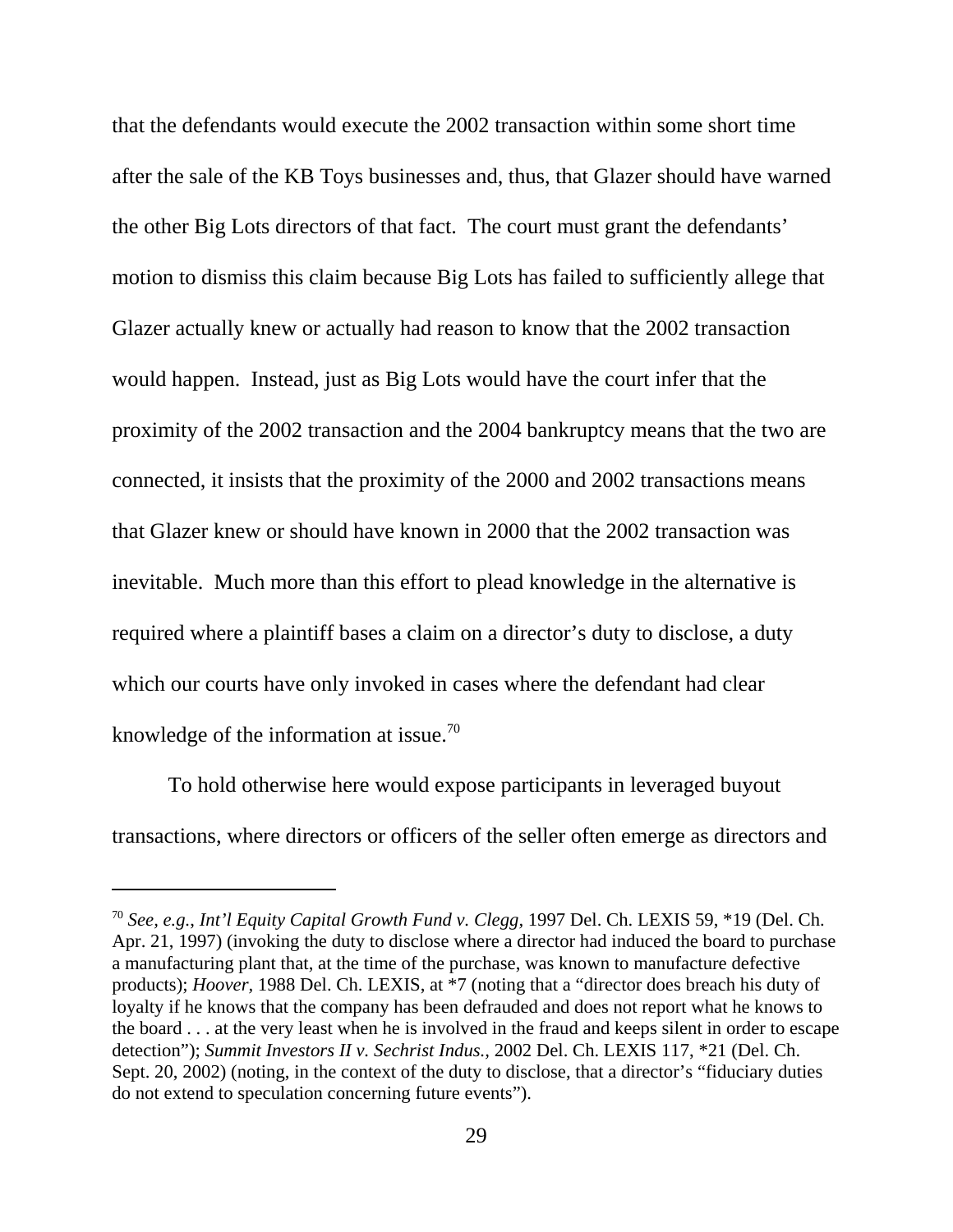that the defendants would execute the 2002 transaction within some short time after the sale of the KB Toys businesses and, thus, that Glazer should have warned the other Big Lots directors of that fact. The court must grant the defendants' motion to dismiss this claim because Big Lots has failed to sufficiently allege that Glazer actually knew or actually had reason to know that the 2002 transaction would happen. Instead, just as Big Lots would have the court infer that the proximity of the 2002 transaction and the 2004 bankruptcy means that the two are connected, it insists that the proximity of the 2000 and 2002 transactions means that Glazer knew or should have known in 2000 that the 2002 transaction was inevitable. Much more than this effort to plead knowledge in the alternative is required where a plaintiff bases a claim on a director's duty to disclose, a duty which our courts have only invoked in cases where the defendant had clear knowledge of the information at issue.[70]

To hold otherwise here would expose participants in leveraged buyout transactions, where directors or officers of the seller often emerge as directors and

---

[70] *See, e.g.*, *Int'l Equity Capital Growth Fund v. Clegg*, 1997 Del. Ch. LEXIS 59, *19 (Del. Ch. Apr. 21, 1997) (invoking the duty to disclose where a director had induced the board to purchase a manufacturing plant that, at the time of the purchase, was known to manufacture defective products); *Hoover*, 1988 Del. Ch. LEXIS, at *7 (noting that a "director does breach his duty of loyalty if he knows that the company has been defrauded and does not report what he knows to the board . . . at the very least when he is involved in the fraud and keeps silent in order to escape detection"); *Summit Investors II v. Sechrist Indus.*, 2002 Del. Ch. LEXIS 117, *21 (Del. Ch. Sept. 20, 2002) (noting, in the context of the duty to disclose, that a director's "fiduciary duties do not extend to speculation concerning future events").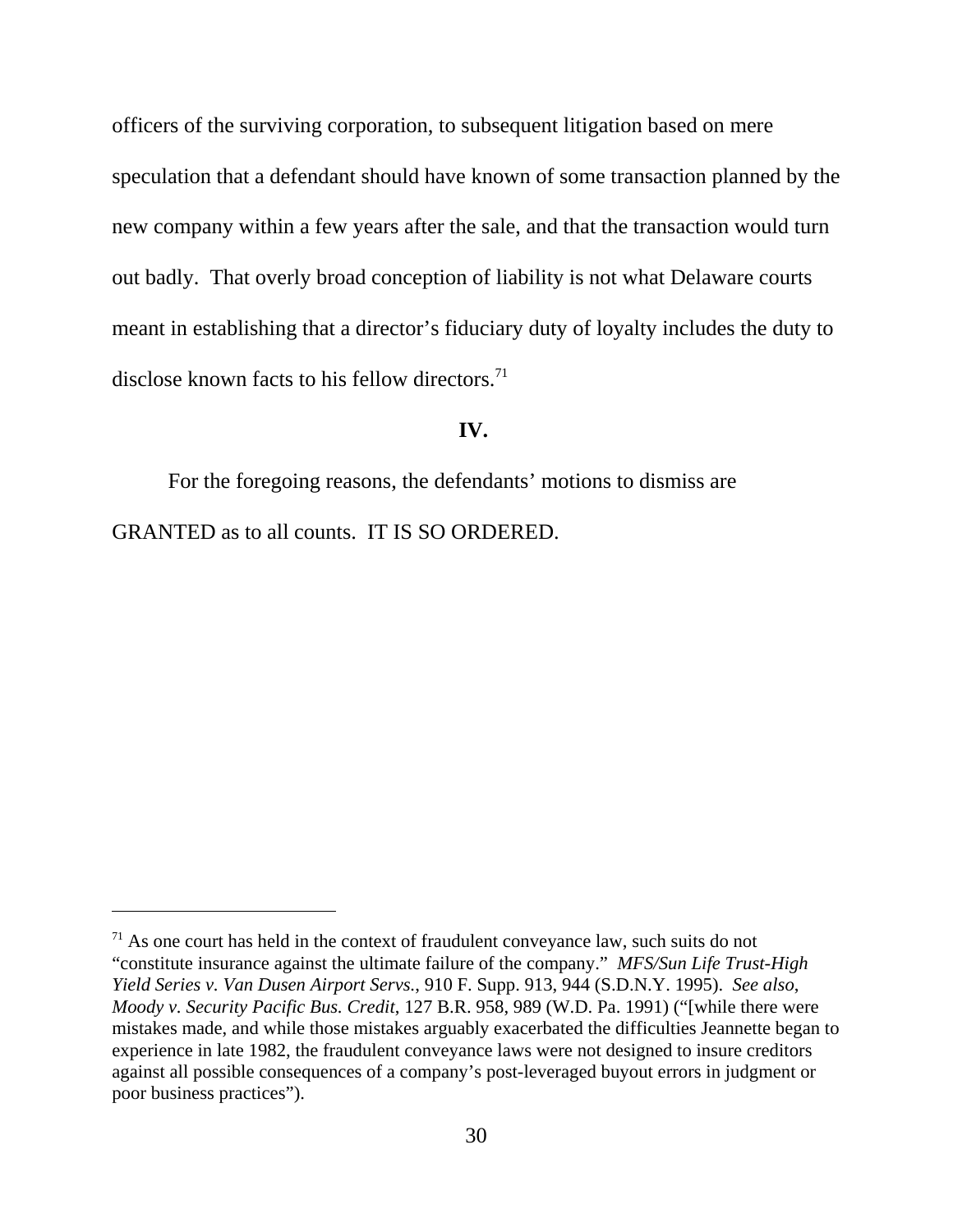officers of the surviving corporation, to subsequent litigation based on mere speculation that a defendant should have known of some transaction planned by the new company within a few years after the sale, and that the transaction would turn out badly. That overly broad conception of liability is not what Delaware courts meant in establishing that a director's fiduciary duty of loyalty includes the duty to disclose known facts to his fellow directors.[71]

## IV.

For the foregoing reasons, the defendants' motions to dismiss are GRANTED as to all counts. IT IS SO ORDERED.

---

[71] As one court has held in the context of fraudulent conveyance law, such suits do not "constitute insurance against the ultimate failure of the company." *MFS/Sun Life Trust-High Yield Series v. Van Dusen Airport Servs.*, 910 F. Supp. 913, 944 (S.D.N.Y. 1995). *See also, Moody v. Security Pacific Bus. Credit*, 127 B.R. 958, 989 (W.D. Pa. 1991) ("[while there were mistakes made, and while those mistakes arguably exacerbated the difficulties Jeannette began to experience in late 1982, the fraudulent conveyance laws were not designed to insure creditors against all possible consequences of a company's post-leveraged buyout errors in judgment or poor business practices").